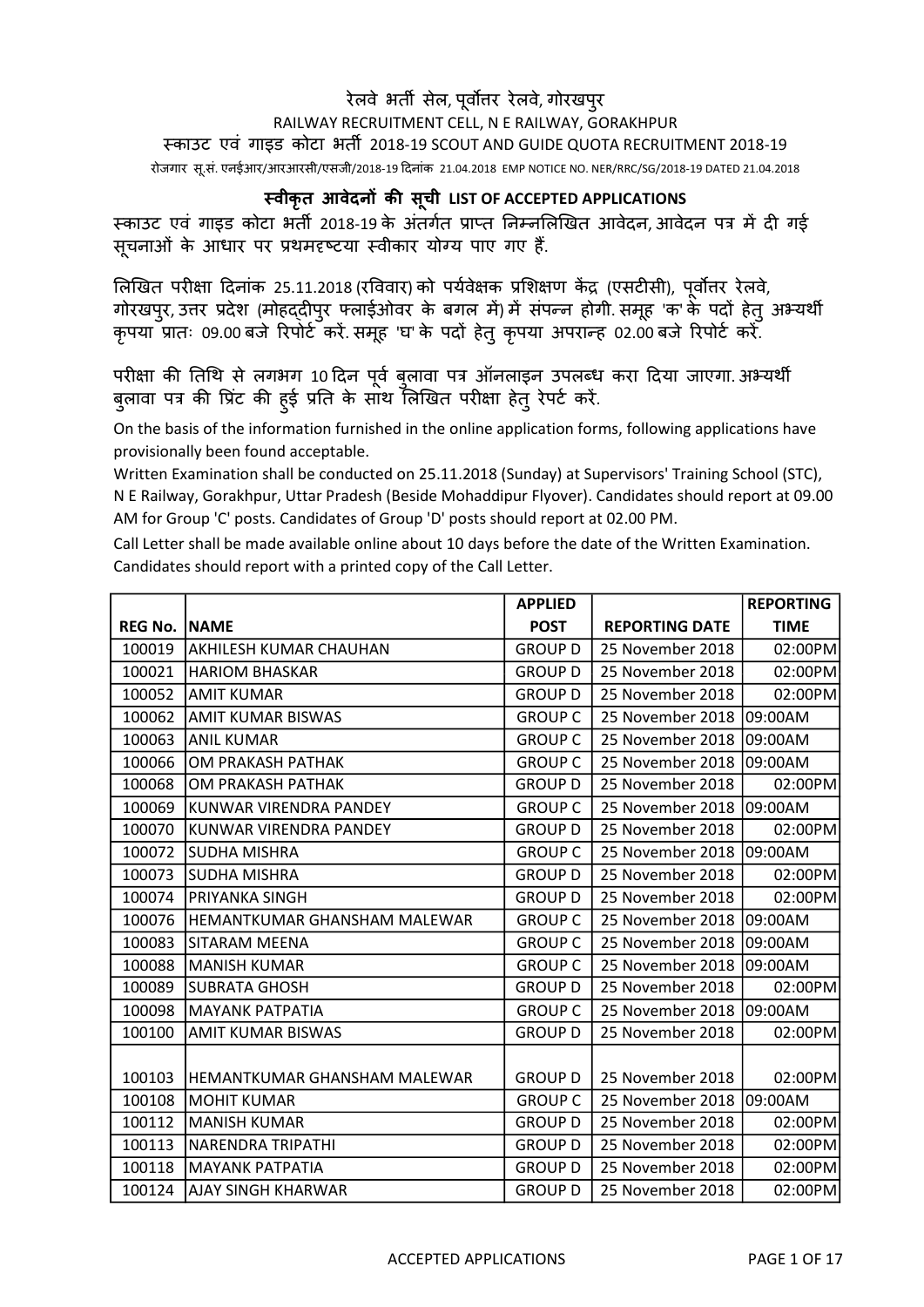# रेलवे भर्ती सेल, पूर्वोत्तर रेलवे, गोरखपुर

RAILWAY RECRUITMENT CELL, N E RAILWAY, GORAKHPUR

स्काउट एवं गाइड कोटा भर्ती 2018-19 SCOUT AND GUIDE QUOTA RECRUITMENT 2018-19

रोजगार सू.सं. एनईआर/आरआरसी/एसजी/2018-19 दिनांक 21.04.2018 EMP NOTICE NO. NER/RRC/SG/2018-19 DATED 21.04.2018

## स्वीकृत आवेदनों की सूची LIST OF ACCEPTED APPLICATIONS

स्काउट एवं गाइड कोटा भर्ती 2018-19 के अंतर्गत प्राप्त निम्नलिखित आवेदन, आवेदन पत्र में दी गई सूचनाओं के आधार पर प्रथमदृष्टया स्वीकार योग्य पाए गए हैं.

लिखित परीक्षा दिनांक 25.11.2018 (रविवार) को पर्यवेक्षक प्रशिक्षण केंद्र (एसटीसी), पूर्वोत्तर रेलवे, गोरखपुर, उत्तर प्रदेश (मोहद्दीपुर फ्लाईओवर के बगल में) में संपन्न होगी. समूह 'क' के पदों हेतु अभ्यर्थी कृपया प्रातः 09.00 बजे रिपोर्ट करें. समूह 'घ' के पदों हेतु कृपया अपरान्ह 02.00 बजे रिपोर्ट करें.

परीक्षा की तिथि से लगभग 10 दिन पूर्व बुलावा पत्र ऑनलाइन उपलब्ध करा दिया जाएगा. अभ्यर्थी बुलावा पत्र की प्रिंट की हुई प्रति के साथ लिखित परीक्षा हेतु रेपर्ट करें.

On the basis of the information furnished in the online application forms, following applications have provisionally been found acceptable.

Written Examination shall be conducted on 25.11.2018 (Sunday) at Supervisors' Training School (STC), N E Railway, Gorakhpur, Uttar Pradesh (Beside Mohaddipur Flyover). Candidates should report at 09.00 AM for Group 'C' posts. Candidates of Group 'D' posts should report at 02.00 PM.

Call Letter shall be made available online about 10 days before the date of the Written Examination. Candidates should report with a printed copy of the Call Letter.

| REG No. | NAME | APPLIED POST | REPORTING DATE | REPORTING TIME |
|---|---|---|---|---|
| 100019 | AKHILESH KUMAR CHAUHAN | GROUP D | 25 November 2018 | 02:00PM |
| 100021 | HARIOM BHASKAR | GROUP D | 25 November 2018 | 02:00PM |
| 100052 | AMIT KUMAR | GROUP D | 25 November 2018 | 02:00PM |
| 100062 | AMIT KUMAR BISWAS | GROUP C | 25 November 2018 | 09:00AM |
| 100063 | ANIL KUMAR | GROUP C | 25 November 2018 | 09:00AM |
| 100066 | OM PRAKASH PATHAK | GROUP C | 25 November 2018 | 09:00AM |
| 100068 | OM PRAKASH PATHAK | GROUP D | 25 November 2018 | 02:00PM |
| 100069 | KUNWAR VIRENDRA PANDEY | GROUP C | 25 November 2018 | 09:00AM |
| 100070 | KUNWAR VIRENDRA PANDEY | GROUP D | 25 November 2018 | 02:00PM |
| 100072 | SUDHA MISHRA | GROUP C | 25 November 2018 | 09:00AM |
| 100073 | SUDHA MISHRA | GROUP D | 25 November 2018 | 02:00PM |
| 100074 | PRIYANKA SINGH | GROUP D | 25 November 2018 | 02:00PM |
| 100076 | HEMANTKUMAR GHANSHAM MALEWAR | GROUP C | 25 November 2018 | 09:00AM |
| 100083 | SITARAM MEENA | GROUP C | 25 November 2018 | 09:00AM |
| 100088 | MANISH KUMAR | GROUP C | 25 November 2018 | 09:00AM |
| 100089 | SUBRATA GHOSH | GROUP D | 25 November 2018 | 02:00PM |
| 100098 | MAYANK PATPATIA | GROUP C | 25 November 2018 | 09:00AM |
| 100100 | AMIT KUMAR BISWAS | GROUP D | 25 November 2018 | 02:00PM |
| 100103 | HEMANTKUMAR GHANSHAM MALEWAR | GROUP D | 25 November 2018 | 02:00PM |
| 100108 | MOHIT KUMAR | GROUP C | 25 November 2018 | 09:00AM |
| 100112 | MANISH KUMAR | GROUP D | 25 November 2018 | 02:00PM |
| 100113 | NARENDRA TRIPATHI | GROUP D | 25 November 2018 | 02:00PM |
| 100118 | MAYANK PATPATIA | GROUP D | 25 November 2018 | 02:00PM |
| 100124 | AJAY SINGH KHARWAR | GROUP D | 25 November 2018 | 02:00PM |

ACCEPTED APPLICATIONS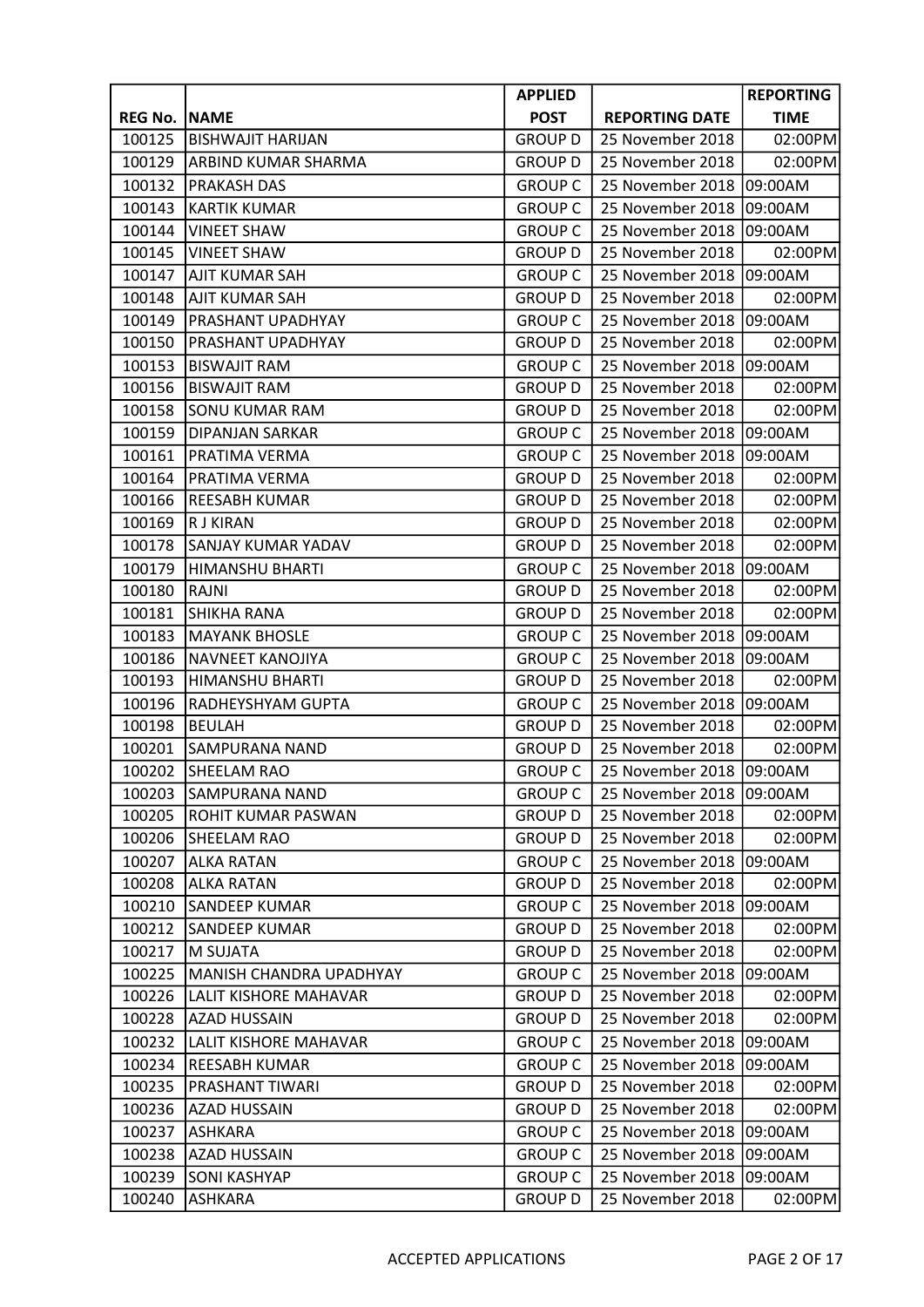| REG No. | NAME | APPLIED POST | REPORTING DATE | REPORTING TIME |
|---|---|---|---|---|
| 100125 | BISHWAJIT HARIJAN | GROUP D | 25 November 2018 | 02:00PM |
| 100129 | ARBIND KUMAR SHARMA | GROUP D | 25 November 2018 | 02:00PM |
| 100132 | PRAKASH DAS | GROUP C | 25 November 2018 | 09:00AM |
| 100143 | KARTIK KUMAR | GROUP C | 25 November 2018 | 09:00AM |
| 100144 | VINEET SHAW | GROUP C | 25 November 2018 | 09:00AM |
| 100145 | VINEET SHAW | GROUP D | 25 November 2018 | 02:00PM |
| 100147 | AJIT KUMAR SAH | GROUP C | 25 November 2018 | 09:00AM |
| 100148 | AJIT KUMAR SAH | GROUP D | 25 November 2018 | 02:00PM |
| 100149 | PRASHANT UPADHYAY | GROUP C | 25 November 2018 | 09:00AM |
| 100150 | PRASHANT UPADHYAY | GROUP D | 25 November 2018 | 02:00PM |
| 100153 | BISWAJIT RAM | GROUP C | 25 November 2018 | 09:00AM |
| 100156 | BISWAJIT RAM | GROUP D | 25 November 2018 | 02:00PM |
| 100158 | SONU KUMAR RAM | GROUP D | 25 November 2018 | 02:00PM |
| 100159 | DIPANJAN SARKAR | GROUP C | 25 November 2018 | 09:00AM |
| 100161 | PRATIMA VERMA | GROUP C | 25 November 2018 | 09:00AM |
| 100164 | PRATIMA VERMA | GROUP D | 25 November 2018 | 02:00PM |
| 100166 | REESABH KUMAR | GROUP D | 25 November 2018 | 02:00PM |
| 100169 | R J KIRAN | GROUP D | 25 November 2018 | 02:00PM |
| 100178 | SANJAY KUMAR YADAV | GROUP D | 25 November 2018 | 02:00PM |
| 100179 | HIMANSHU BHARTI | GROUP C | 25 November 2018 | 09:00AM |
| 100180 | RAJNI | GROUP D | 25 November 2018 | 02:00PM |
| 100181 | SHIKHA RANA | GROUP D | 25 November 2018 | 02:00PM |
| 100183 | MAYANK BHOSLE | GROUP C | 25 November 2018 | 09:00AM |
| 100186 | NAVNEET KANOJIYA | GROUP C | 25 November 2018 | 09:00AM |
| 100193 | HIMANSHU BHARTI | GROUP D | 25 November 2018 | 02:00PM |
| 100196 | RADHEYSHYAM GUPTA | GROUP C | 25 November 2018 | 09:00AM |
| 100198 | BEULAH | GROUP D | 25 November 2018 | 02:00PM |
| 100201 | SAMPURANA NAND | GROUP D | 25 November 2018 | 02:00PM |
| 100202 | SHEELAM RAO | GROUP C | 25 November 2018 | 09:00AM |
| 100203 | SAMPURANA NAND | GROUP C | 25 November 2018 | 09:00AM |
| 100205 | ROHIT KUMAR PASWAN | GROUP D | 25 November 2018 | 02:00PM |
| 100206 | SHEELAM RAO | GROUP D | 25 November 2018 | 02:00PM |
| 100207 | ALKA RATAN | GROUP C | 25 November 2018 | 09:00AM |
| 100208 | ALKA RATAN | GROUP D | 25 November 2018 | 02:00PM |
| 100210 | SANDEEP KUMAR | GROUP C | 25 November 2018 | 09:00AM |
| 100212 | SANDEEP KUMAR | GROUP D | 25 November 2018 | 02:00PM |
| 100217 | M SUJATA | GROUP D | 25 November 2018 | 02:00PM |
| 100225 | MANISH CHANDRA UPADHYAY | GROUP C | 25 November 2018 | 09:00AM |
| 100226 | LALIT KISHORE MAHAVAR | GROUP D | 25 November 2018 | 02:00PM |
| 100228 | AZAD HUSSAIN | GROUP D | 25 November 2018 | 02:00PM |
| 100232 | LALIT KISHORE MAHAVAR | GROUP C | 25 November 2018 | 09:00AM |
| 100234 | REESABH KUMAR | GROUP C | 25 November 2018 | 09:00AM |
| 100235 | PRASHANT TIWARI | GROUP D | 25 November 2018 | 02:00PM |
| 100236 | AZAD HUSSAIN | GROUP D | 25 November 2018 | 02:00PM |
| 100237 | ASHKARA | GROUP C | 25 November 2018 | 09:00AM |
| 100238 | AZAD HUSSAIN | GROUP C | 25 November 2018 | 09:00AM |
| 100239 | SONI KASHYAP | GROUP C | 25 November 2018 | 09:00AM |
| 100240 | ASHKARA | GROUP D | 25 November 2018 | 02:00PM |

ACCEPTED APPLICATIONS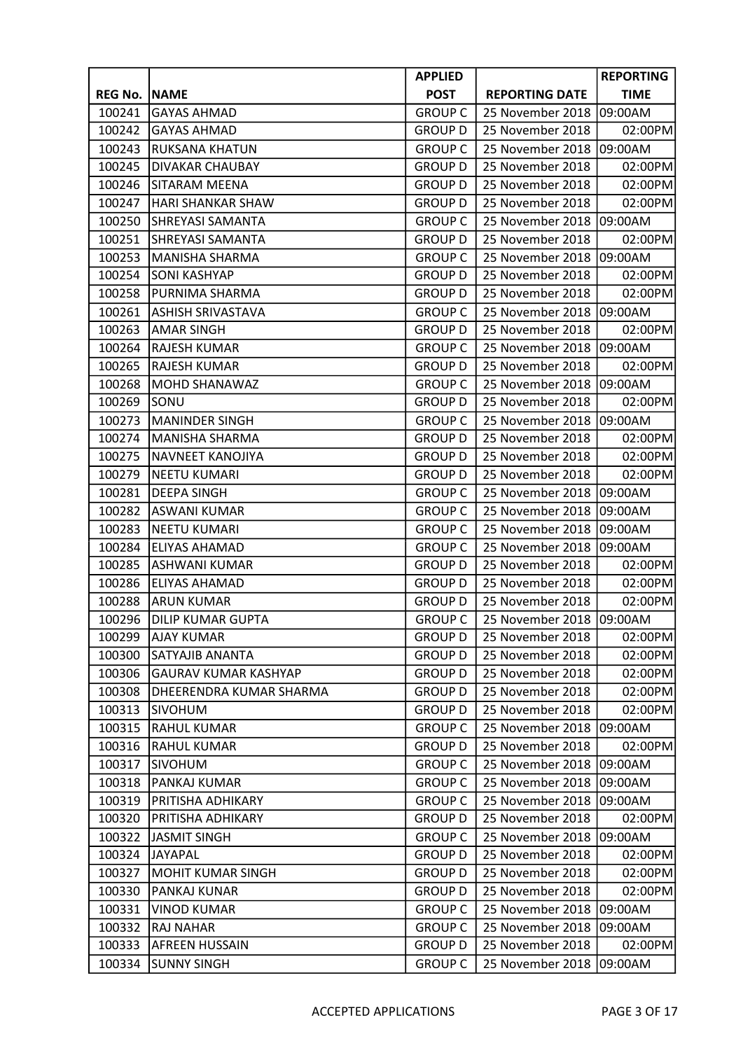| REG No. | NAME | APPLIED POST | REPORTING DATE | REPORTING TIME |
|---|---|---|---|---|
| 100241 | GAYAS AHMAD | GROUP C | 25 November 2018 | 09:00AM |
| 100242 | GAYAS AHMAD | GROUP D | 25 November 2018 | 02:00PM |
| 100243 | RUKSANA KHATUN | GROUP C | 25 November 2018 | 09:00AM |
| 100245 | DIVAKAR CHAUBAY | GROUP D | 25 November 2018 | 02:00PM |
| 100246 | SITARAM MEENA | GROUP D | 25 November 2018 | 02:00PM |
| 100247 | HARI SHANKAR SHAW | GROUP D | 25 November 2018 | 02:00PM |
| 100250 | SHREYASI SAMANTA | GROUP C | 25 November 2018 | 09:00AM |
| 100251 | SHREYASI SAMANTA | GROUP D | 25 November 2018 | 02:00PM |
| 100253 | MANISHA SHARMA | GROUP C | 25 November 2018 | 09:00AM |
| 100254 | SONI KASHYAP | GROUP D | 25 November 2018 | 02:00PM |
| 100258 | PURNIMA SHARMA | GROUP D | 25 November 2018 | 02:00PM |
| 100261 | ASHISH SRIVASTAVA | GROUP C | 25 November 2018 | 09:00AM |
| 100263 | AMAR SINGH | GROUP D | 25 November 2018 | 02:00PM |
| 100264 | RAJESH KUMAR | GROUP C | 25 November 2018 | 09:00AM |
| 100265 | RAJESH KUMAR | GROUP D | 25 November 2018 | 02:00PM |
| 100268 | MOHD SHANAWAZ | GROUP C | 25 November 2018 | 09:00AM |
| 100269 | SONU | GROUP D | 25 November 2018 | 02:00PM |
| 100273 | MANINDER SINGH | GROUP C | 25 November 2018 | 09:00AM |
| 100274 | MANISHA SHARMA | GROUP D | 25 November 2018 | 02:00PM |
| 100275 | NAVNEET KANOJIYA | GROUP D | 25 November 2018 | 02:00PM |
| 100279 | NEETU KUMARI | GROUP D | 25 November 2018 | 02:00PM |
| 100281 | DEEPA SINGH | GROUP C | 25 November 2018 | 09:00AM |
| 100282 | ASWANI KUMAR | GROUP C | 25 November 2018 | 09:00AM |
| 100283 | NEETU KUMARI | GROUP C | 25 November 2018 | 09:00AM |
| 100284 | ELIYAS AHAMAD | GROUP C | 25 November 2018 | 09:00AM |
| 100285 | ASHWANI KUMAR | GROUP D | 25 November 2018 | 02:00PM |
| 100286 | ELIYAS AHAMAD | GROUP D | 25 November 2018 | 02:00PM |
| 100288 | ARUN KUMAR | GROUP D | 25 November 2018 | 02:00PM |
| 100296 | DILIP KUMAR GUPTA | GROUP C | 25 November 2018 | 09:00AM |
| 100299 | AJAY KUMAR | GROUP D | 25 November 2018 | 02:00PM |
| 100300 | SATYAJIB ANANTA | GROUP D | 25 November 2018 | 02:00PM |
| 100306 | GAURAV KUMAR KASHYAP | GROUP D | 25 November 2018 | 02:00PM |
| 100308 | DHEERENDRA KUMAR SHARMA | GROUP D | 25 November 2018 | 02:00PM |
| 100313 | SIVOHUM | GROUP D | 25 November 2018 | 02:00PM |
| 100315 | RAHUL KUMAR | GROUP C | 25 November 2018 | 09:00AM |
| 100316 | RAHUL KUMAR | GROUP D | 25 November 2018 | 02:00PM |
| 100317 | SIVOHUM | GROUP C | 25 November 2018 | 09:00AM |
| 100318 | PANKAJ KUMAR | GROUP C | 25 November 2018 | 09:00AM |
| 100319 | PRITISHA ADHIKARY | GROUP C | 25 November 2018 | 09:00AM |
| 100320 | PRITISHA ADHIKARY | GROUP D | 25 November 2018 | 02:00PM |
| 100322 | JASMIT SINGH | GROUP C | 25 November 2018 | 09:00AM |
| 100324 | JAYAPAL | GROUP D | 25 November 2018 | 02:00PM |
| 100327 | MOHIT KUMAR SINGH | GROUP D | 25 November 2018 | 02:00PM |
| 100330 | PANKAJ KUNAR | GROUP D | 25 November 2018 | 02:00PM |
| 100331 | VINOD KUMAR | GROUP C | 25 November 2018 | 09:00AM |
| 100332 | RAJ NAHAR | GROUP C | 25 November 2018 | 09:00AM |
| 100333 | AFREEN HUSSAIN | GROUP D | 25 November 2018 | 02:00PM |
| 100334 | SUNNY SINGH | GROUP C | 25 November 2018 | 09:00AM |

ACCEPTED APPLICATIONS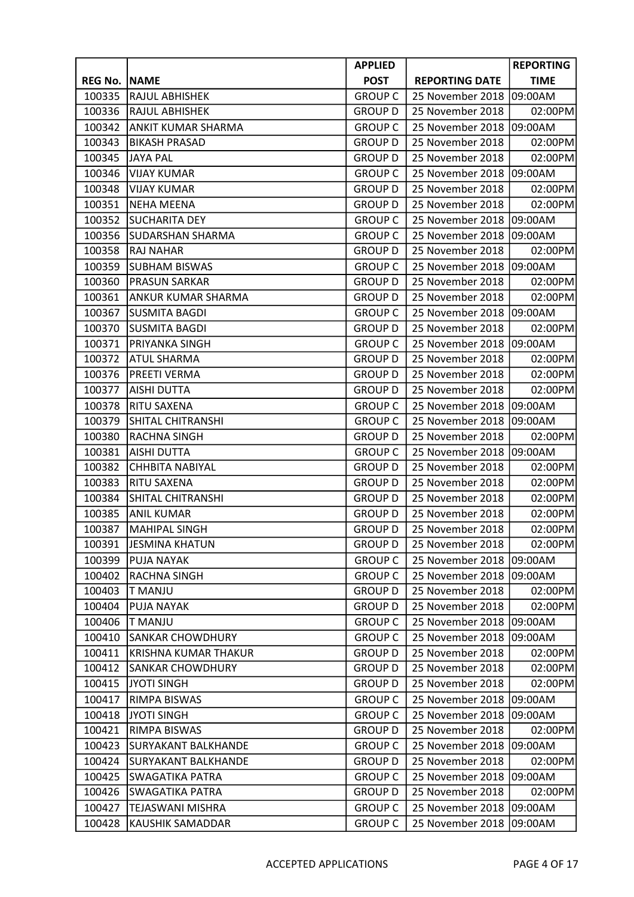| REG No. | NAME | APPLIED POST | REPORTING DATE | REPORTING TIME |
|---|---|---|---|---|
| 100335 | RAJUL ABHISHEK | GROUP C | 25 November 2018 | 09:00AM |
| 100336 | RAJUL ABHISHEK | GROUP D | 25 November 2018 | 02:00PM |
| 100342 | ANKIT KUMAR SHARMA | GROUP C | 25 November 2018 | 09:00AM |
| 100343 | BIKASH PRASAD | GROUP D | 25 November 2018 | 02:00PM |
| 100345 | JAYA PAL | GROUP D | 25 November 2018 | 02:00PM |
| 100346 | VIJAY KUMAR | GROUP C | 25 November 2018 | 09:00AM |
| 100348 | VIJAY KUMAR | GROUP D | 25 November 2018 | 02:00PM |
| 100351 | NEHA MEENA | GROUP D | 25 November 2018 | 02:00PM |
| 100352 | SUCHARITA DEY | GROUP C | 25 November 2018 | 09:00AM |
| 100356 | SUDARSHAN SHARMA | GROUP C | 25 November 2018 | 09:00AM |
| 100358 | RAJ NAHAR | GROUP D | 25 November 2018 | 02:00PM |
| 100359 | SUBHAM BISWAS | GROUP C | 25 November 2018 | 09:00AM |
| 100360 | PRASUN SARKAR | GROUP D | 25 November 2018 | 02:00PM |
| 100361 | ANKUR KUMAR SHARMA | GROUP D | 25 November 2018 | 02:00PM |
| 100367 | SUSMITA BAGDI | GROUP C | 25 November 2018 | 09:00AM |
| 100370 | SUSMITA BAGDI | GROUP D | 25 November 2018 | 02:00PM |
| 100371 | PRIYANKA SINGH | GROUP C | 25 November 2018 | 09:00AM |
| 100372 | ATUL SHARMA | GROUP D | 25 November 2018 | 02:00PM |
| 100376 | PREETI VERMA | GROUP D | 25 November 2018 | 02:00PM |
| 100377 | AISHI DUTTA | GROUP D | 25 November 2018 | 02:00PM |
| 100378 | RITU SAXENA | GROUP C | 25 November 2018 | 09:00AM |
| 100379 | SHITAL CHITRANSHI | GROUP C | 25 November 2018 | 09:00AM |
| 100380 | RACHNA SINGH | GROUP D | 25 November 2018 | 02:00PM |
| 100381 | AISHI DUTTA | GROUP C | 25 November 2018 | 09:00AM |
| 100382 | CHHBITA NABIYAL | GROUP D | 25 November 2018 | 02:00PM |
| 100383 | RITU SAXENA | GROUP D | 25 November 2018 | 02:00PM |
| 100384 | SHITAL CHITRANSHI | GROUP D | 25 November 2018 | 02:00PM |
| 100385 | ANIL KUMAR | GROUP D | 25 November 2018 | 02:00PM |
| 100387 | MAHIPAL SINGH | GROUP D | 25 November 2018 | 02:00PM |
| 100391 | JESMINA KHATUN | GROUP D | 25 November 2018 | 02:00PM |
| 100399 | PUJA NAYAK | GROUP C | 25 November 2018 | 09:00AM |
| 100402 | RACHNA SINGH | GROUP C | 25 November 2018 | 09:00AM |
| 100403 | T MANJU | GROUP D | 25 November 2018 | 02:00PM |
| 100404 | PUJA NAYAK | GROUP D | 25 November 2018 | 02:00PM |
| 100406 | T MANJU | GROUP C | 25 November 2018 | 09:00AM |
| 100410 | SANKAR CHOWDHURY | GROUP C | 25 November 2018 | 09:00AM |
| 100411 | KRISHNA KUMAR THAKUR | GROUP D | 25 November 2018 | 02:00PM |
| 100412 | SANKAR CHOWDHURY | GROUP D | 25 November 2018 | 02:00PM |
| 100415 | JYOTI SINGH | GROUP D | 25 November 2018 | 02:00PM |
| 100417 | RIMPA BISWAS | GROUP C | 25 November 2018 | 09:00AM |
| 100418 | JYOTI SINGH | GROUP C | 25 November 2018 | 09:00AM |
| 100421 | RIMPA BISWAS | GROUP D | 25 November 2018 | 02:00PM |
| 100423 | SURYAKANT BALKHANDE | GROUP C | 25 November 2018 | 09:00AM |
| 100424 | SURYAKANT BALKHANDE | GROUP D | 25 November 2018 | 02:00PM |
| 100425 | SWAGATIKA PATRA | GROUP C | 25 November 2018 | 09:00AM |
| 100426 | SWAGATIKA PATRA | GROUP D | 25 November 2018 | 02:00PM |
| 100427 | TEJASWANI MISHRA | GROUP C | 25 November 2018 | 09:00AM |
| 100428 | KAUSHIK SAMADDAR | GROUP C | 25 November 2018 | 09:00AM |

ACCEPTED APPLICATIONS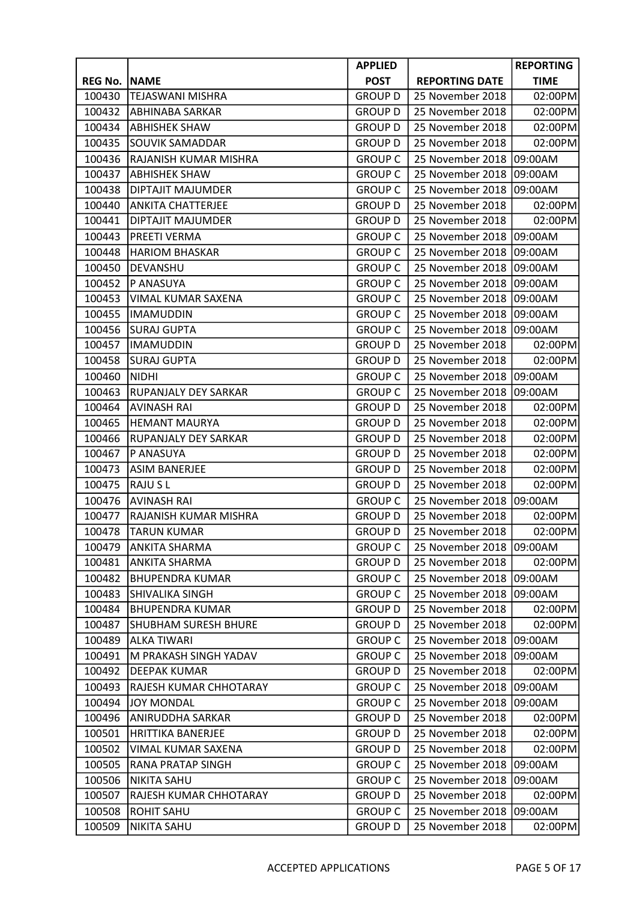| REG No. | NAME | APPLIED POST | REPORTING DATE | REPORTING TIME |
|---|---|---|---|---|
| 100430 | TEJASWANI MISHRA | GROUP D | 25 November 2018 | 02:00PM |
| 100432 | ABHINABA SARKAR | GROUP D | 25 November 2018 | 02:00PM |
| 100434 | ABHISHEK SHAW | GROUP D | 25 November 2018 | 02:00PM |
| 100435 | SOUVIK SAMADDAR | GROUP D | 25 November 2018 | 02:00PM |
| 100436 | RAJANISH KUMAR MISHRA | GROUP C | 25 November 2018 | 09:00AM |
| 100437 | ABHISHEK SHAW | GROUP C | 25 November 2018 | 09:00AM |
| 100438 | DIPTAJIT MAJUMDER | GROUP C | 25 November 2018 | 09:00AM |
| 100440 | ANKITA CHATTERJEE | GROUP D | 25 November 2018 | 02:00PM |
| 100441 | DIPTAJIT MAJUMDER | GROUP D | 25 November 2018 | 02:00PM |
| 100443 | PREETI VERMA | GROUP C | 25 November 2018 | 09:00AM |
| 100448 | HARIOM BHASKAR | GROUP C | 25 November 2018 | 09:00AM |
| 100450 | DEVANSHU | GROUP C | 25 November 2018 | 09:00AM |
| 100452 | P ANASUYA | GROUP C | 25 November 2018 | 09:00AM |
| 100453 | VIMAL KUMAR SAXENA | GROUP C | 25 November 2018 | 09:00AM |
| 100455 | IMAMUDDIN | GROUP C | 25 November 2018 | 09:00AM |
| 100456 | SURAJ GUPTA | GROUP C | 25 November 2018 | 09:00AM |
| 100457 | IMAMUDDIN | GROUP D | 25 November 2018 | 02:00PM |
| 100458 | SURAJ GUPTA | GROUP D | 25 November 2018 | 02:00PM |
| 100460 | NIDHI | GROUP C | 25 November 2018 | 09:00AM |
| 100463 | RUPANJALY DEY SARKAR | GROUP C | 25 November 2018 | 09:00AM |
| 100464 | AVINASH RAI | GROUP D | 25 November 2018 | 02:00PM |
| 100465 | HEMANT MAURYA | GROUP D | 25 November 2018 | 02:00PM |
| 100466 | RUPANJALY DEY SARKAR | GROUP D | 25 November 2018 | 02:00PM |
| 100467 | P ANASUYA | GROUP D | 25 November 2018 | 02:00PM |
| 100473 | ASIM BANERJEE | GROUP D | 25 November 2018 | 02:00PM |
| 100475 | RAJU S L | GROUP D | 25 November 2018 | 02:00PM |
| 100476 | AVINASH RAI | GROUP C | 25 November 2018 | 09:00AM |
| 100477 | RAJANISH KUMAR MISHRA | GROUP D | 25 November 2018 | 02:00PM |
| 100478 | TARUN KUMAR | GROUP D | 25 November 2018 | 02:00PM |
| 100479 | ANKITA SHARMA | GROUP C | 25 November 2018 | 09:00AM |
| 100481 | ANKITA SHARMA | GROUP D | 25 November 2018 | 02:00PM |
| 100482 | BHUPENDRA KUMAR | GROUP C | 25 November 2018 | 09:00AM |
| 100483 | SHIVALIKA SINGH | GROUP C | 25 November 2018 | 09:00AM |
| 100484 | BHUPENDRA KUMAR | GROUP D | 25 November 2018 | 02:00PM |
| 100487 | SHUBHAM SURESH BHURE | GROUP D | 25 November 2018 | 02:00PM |
| 100489 | ALKA TIWARI | GROUP C | 25 November 2018 | 09:00AM |
| 100491 | M PRAKASH SINGH YADAV | GROUP C | 25 November 2018 | 09:00AM |
| 100492 | DEEPAK KUMAR | GROUP D | 25 November 2018 | 02:00PM |
| 100493 | RAJESH KUMAR CHHOTARAY | GROUP C | 25 November 2018 | 09:00AM |
| 100494 | JOY MONDAL | GROUP C | 25 November 2018 | 09:00AM |
| 100496 | ANIRUDDHA SARKAR | GROUP D | 25 November 2018 | 02:00PM |
| 100501 | HRITTIKA BANERJEE | GROUP D | 25 November 2018 | 02:00PM |
| 100502 | VIMAL KUMAR SAXENA | GROUP D | 25 November 2018 | 02:00PM |
| 100505 | RANA PRATAP SINGH | GROUP C | 25 November 2018 | 09:00AM |
| 100506 | NIKITA SAHU | GROUP C | 25 November 2018 | 09:00AM |
| 100507 | RAJESH KUMAR CHHOTARAY | GROUP D | 25 November 2018 | 02:00PM |
| 100508 | ROHIT SAHU | GROUP C | 25 November 2018 | 09:00AM |
| 100509 | NIKITA SAHU | GROUP D | 25 November 2018 | 02:00PM |

ACCEPTED APPLICATIONS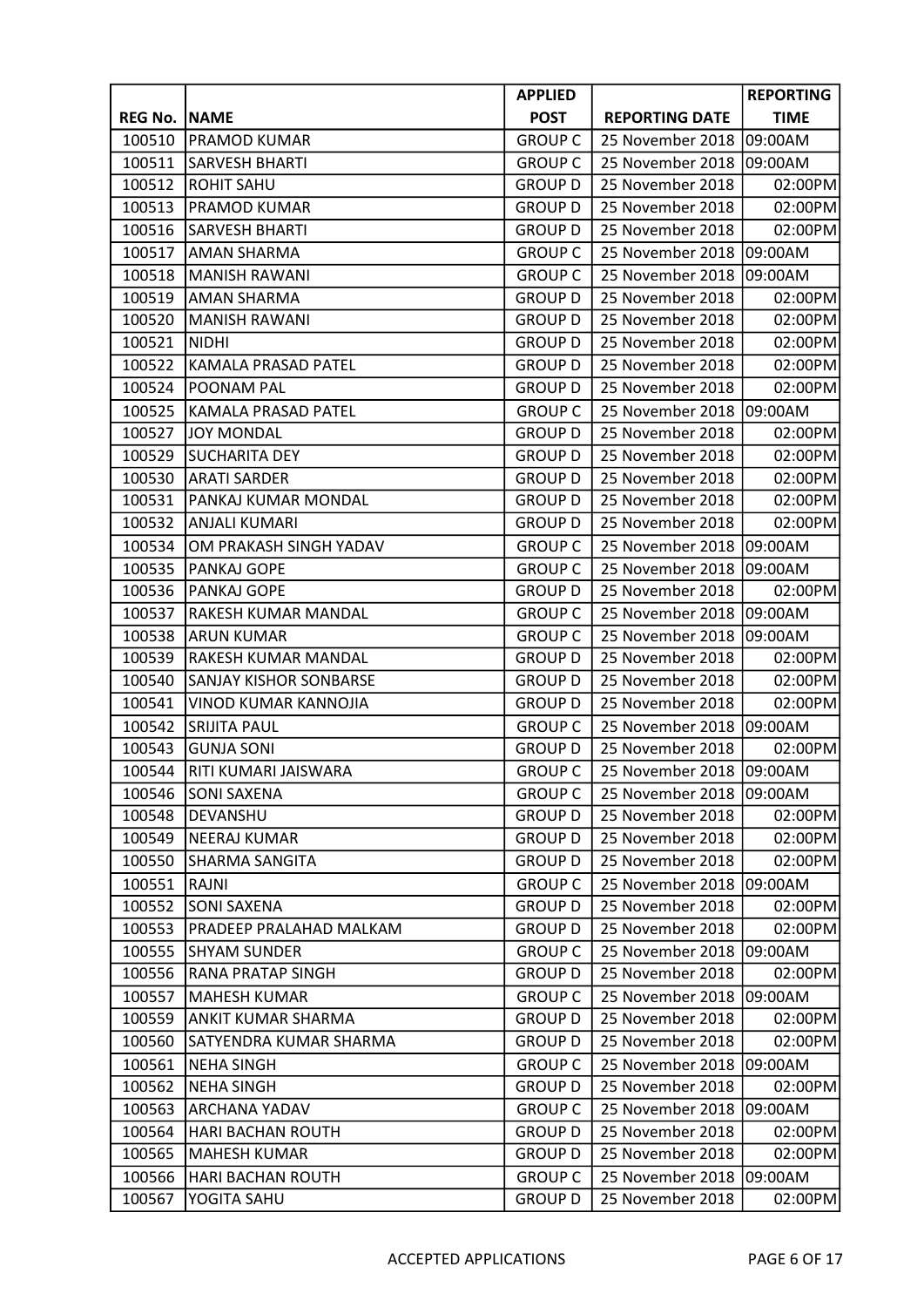| REG No. | NAME | APPLIED POST | REPORTING DATE | REPORTING TIME |
|---|---|---|---|---|
| 100510 | PRAMOD KUMAR | GROUP C | 25 November 2018 | 09:00AM |
| 100511 | SARVESH BHARTI | GROUP C | 25 November 2018 | 09:00AM |
| 100512 | ROHIT SAHU | GROUP D | 25 November 2018 | 02:00PM |
| 100513 | PRAMOD KUMAR | GROUP D | 25 November 2018 | 02:00PM |
| 100516 | SARVESH BHARTI | GROUP D | 25 November 2018 | 02:00PM |
| 100517 | AMAN SHARMA | GROUP C | 25 November 2018 | 09:00AM |
| 100518 | MANISH RAWANI | GROUP C | 25 November 2018 | 09:00AM |
| 100519 | AMAN SHARMA | GROUP D | 25 November 2018 | 02:00PM |
| 100520 | MANISH RAWANI | GROUP D | 25 November 2018 | 02:00PM |
| 100521 | NIDHI | GROUP D | 25 November 2018 | 02:00PM |
| 100522 | KAMALA PRASAD PATEL | GROUP D | 25 November 2018 | 02:00PM |
| 100524 | POONAM PAL | GROUP D | 25 November 2018 | 02:00PM |
| 100525 | KAMALA PRASAD PATEL | GROUP C | 25 November 2018 | 09:00AM |
| 100527 | JOY MONDAL | GROUP D | 25 November 2018 | 02:00PM |
| 100529 | SUCHARITA DEY | GROUP D | 25 November 2018 | 02:00PM |
| 100530 | ARATI SARDER | GROUP D | 25 November 2018 | 02:00PM |
| 100531 | PANKAJ KUMAR MONDAL | GROUP D | 25 November 2018 | 02:00PM |
| 100532 | ANJALI KUMARI | GROUP D | 25 November 2018 | 02:00PM |
| 100534 | OM PRAKASH SINGH YADAV | GROUP C | 25 November 2018 | 09:00AM |
| 100535 | PANKAJ GOPE | GROUP C | 25 November 2018 | 09:00AM |
| 100536 | PANKAJ GOPE | GROUP D | 25 November 2018 | 02:00PM |
| 100537 | RAKESH KUMAR MANDAL | GROUP C | 25 November 2018 | 09:00AM |
| 100538 | ARUN KUMAR | GROUP C | 25 November 2018 | 09:00AM |
| 100539 | RAKESH KUMAR MANDAL | GROUP D | 25 November 2018 | 02:00PM |
| 100540 | SANJAY KISHOR SONBARSE | GROUP D | 25 November 2018 | 02:00PM |
| 100541 | VINOD KUMAR KANNOJIA | GROUP D | 25 November 2018 | 02:00PM |
| 100542 | SRIJITA PAUL | GROUP C | 25 November 2018 | 09:00AM |
| 100543 | GUNJA SONI | GROUP D | 25 November 2018 | 02:00PM |
| 100544 | RITI KUMARI JAISWARA | GROUP C | 25 November 2018 | 09:00AM |
| 100546 | SONI SAXENA | GROUP C | 25 November 2018 | 09:00AM |
| 100548 | DEVANSHU | GROUP D | 25 November 2018 | 02:00PM |
| 100549 | NEERAJ KUMAR | GROUP D | 25 November 2018 | 02:00PM |
| 100550 | SHARMA SANGITA | GROUP D | 25 November 2018 | 02:00PM |
| 100551 | RAJNI | GROUP C | 25 November 2018 | 09:00AM |
| 100552 | SONI SAXENA | GROUP D | 25 November 2018 | 02:00PM |
| 100553 | PRADEEP PRALAHAD MALKAM | GROUP D | 25 November 2018 | 02:00PM |
| 100555 | SHYAM SUNDER | GROUP C | 25 November 2018 | 09:00AM |
| 100556 | RANA PRATAP SINGH | GROUP D | 25 November 2018 | 02:00PM |
| 100557 | MAHESH KUMAR | GROUP C | 25 November 2018 | 09:00AM |
| 100559 | ANKIT KUMAR SHARMA | GROUP D | 25 November 2018 | 02:00PM |
| 100560 | SATYENDRA KUMAR SHARMA | GROUP D | 25 November 2018 | 02:00PM |
| 100561 | NEHA SINGH | GROUP C | 25 November 2018 | 09:00AM |
| 100562 | NEHA SINGH | GROUP D | 25 November 2018 | 02:00PM |
| 100563 | ARCHANA YADAV | GROUP C | 25 November 2018 | 09:00AM |
| 100564 | HARI BACHAN ROUTH | GROUP D | 25 November 2018 | 02:00PM |
| 100565 | MAHESH KUMAR | GROUP D | 25 November 2018 | 02:00PM |
| 100566 | HARI BACHAN ROUTH | GROUP C | 25 November 2018 | 09:00AM |
| 100567 | YOGITA SAHU | GROUP D | 25 November 2018 | 02:00PM |

ACCEPTED APPLICATIONS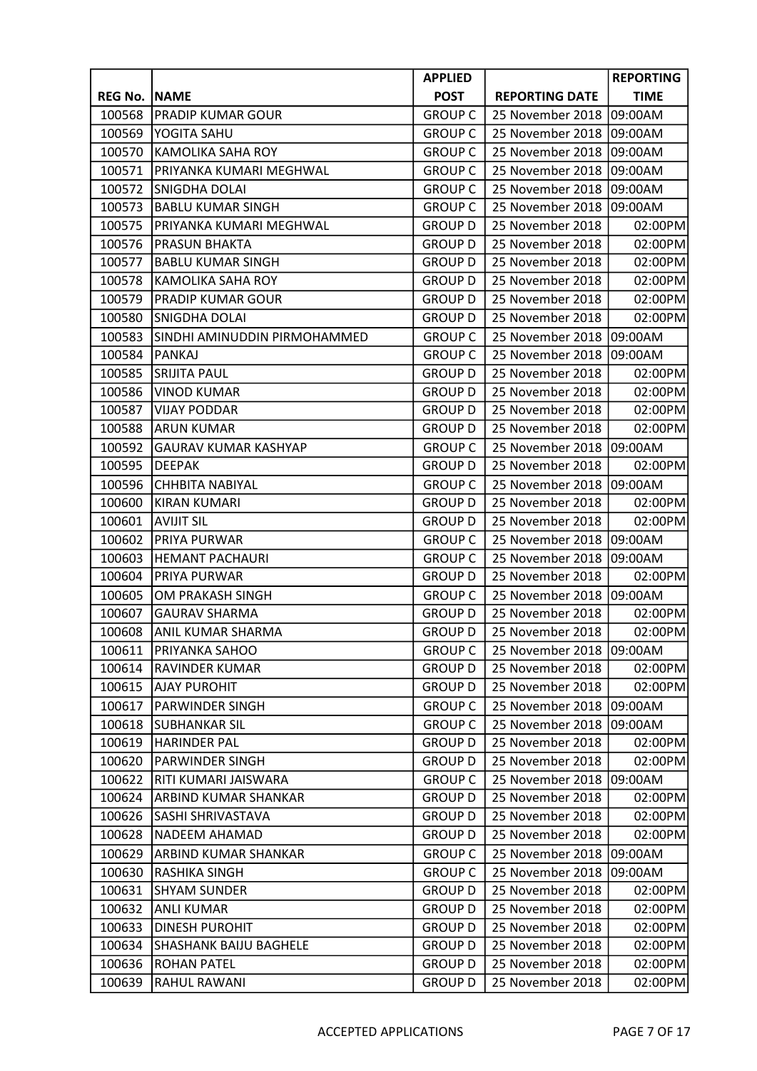| REG No. | NAME | APPLIED POST | REPORTING DATE | REPORTING TIME |
|---|---|---|---|---|
| 100568 | PRADIP KUMAR GOUR | GROUP C | 25 November 2018 | 09:00AM |
| 100569 | YOGITA SAHU | GROUP C | 25 November 2018 | 09:00AM |
| 100570 | KAMOLIKA SAHA ROY | GROUP C | 25 November 2018 | 09:00AM |
| 100571 | PRIYANKA KUMARI MEGHWAL | GROUP C | 25 November 2018 | 09:00AM |
| 100572 | SNIGDHA DOLAI | GROUP C | 25 November 2018 | 09:00AM |
| 100573 | BABLU KUMAR SINGH | GROUP C | 25 November 2018 | 09:00AM |
| 100575 | PRIYANKA KUMARI MEGHWAL | GROUP D | 25 November 2018 | 02:00PM |
| 100576 | PRASUN BHAKTA | GROUP D | 25 November 2018 | 02:00PM |
| 100577 | BABLU KUMAR SINGH | GROUP D | 25 November 2018 | 02:00PM |
| 100578 | KAMOLIKA SAHA ROY | GROUP D | 25 November 2018 | 02:00PM |
| 100579 | PRADIP KUMAR GOUR | GROUP D | 25 November 2018 | 02:00PM |
| 100580 | SNIGDHA DOLAI | GROUP D | 25 November 2018 | 02:00PM |
| 100583 | SINDHI AMINUDDIN PIRMOHAMMED | GROUP C | 25 November 2018 | 09:00AM |
| 100584 | PANKAJ | GROUP C | 25 November 2018 | 09:00AM |
| 100585 | SRIJITA PAUL | GROUP D | 25 November 2018 | 02:00PM |
| 100586 | VINOD KUMAR | GROUP D | 25 November 2018 | 02:00PM |
| 100587 | VIJAY PODDAR | GROUP D | 25 November 2018 | 02:00PM |
| 100588 | ARUN KUMAR | GROUP D | 25 November 2018 | 02:00PM |
| 100592 | GAURAV KUMAR KASHYAP | GROUP C | 25 November 2018 | 09:00AM |
| 100595 | DEEPAK | GROUP D | 25 November 2018 | 02:00PM |
| 100596 | CHHBITA NABIYAL | GROUP C | 25 November 2018 | 09:00AM |
| 100600 | KIRAN KUMARI | GROUP D | 25 November 2018 | 02:00PM |
| 100601 | AVIJIT SIL | GROUP D | 25 November 2018 | 02:00PM |
| 100602 | PRIYA PURWAR | GROUP C | 25 November 2018 | 09:00AM |
| 100603 | HEMANT PACHAURI | GROUP C | 25 November 2018 | 09:00AM |
| 100604 | PRIYA PURWAR | GROUP D | 25 November 2018 | 02:00PM |
| 100605 | OM PRAKASH SINGH | GROUP C | 25 November 2018 | 09:00AM |
| 100607 | GAURAV SHARMA | GROUP D | 25 November 2018 | 02:00PM |
| 100608 | ANIL KUMAR SHARMA | GROUP D | 25 November 2018 | 02:00PM |
| 100611 | PRIYANKA SAHOO | GROUP C | 25 November 2018 | 09:00AM |
| 100614 | RAVINDER KUMAR | GROUP D | 25 November 2018 | 02:00PM |
| 100615 | AJAY PUROHIT | GROUP D | 25 November 2018 | 02:00PM |
| 100617 | PARWINDER SINGH | GROUP C | 25 November 2018 | 09:00AM |
| 100618 | SUBHANKAR SIL | GROUP C | 25 November 2018 | 09:00AM |
| 100619 | HARINDER PAL | GROUP D | 25 November 2018 | 02:00PM |
| 100620 | PARWINDER SINGH | GROUP D | 25 November 2018 | 02:00PM |
| 100622 | RITI KUMARI JAISWARA | GROUP C | 25 November 2018 | 09:00AM |
| 100624 | ARBIND KUMAR SHANKAR | GROUP D | 25 November 2018 | 02:00PM |
| 100626 | SASHI SHRIVASTAVA | GROUP D | 25 November 2018 | 02:00PM |
| 100628 | NADEEM AHAMAD | GROUP D | 25 November 2018 | 02:00PM |
| 100629 | ARBIND KUMAR SHANKAR | GROUP C | 25 November 2018 | 09:00AM |
| 100630 | RASHIKA SINGH | GROUP C | 25 November 2018 | 09:00AM |
| 100631 | SHYAM SUNDER | GROUP D | 25 November 2018 | 02:00PM |
| 100632 | ANLI KUMAR | GROUP D | 25 November 2018 | 02:00PM |
| 100633 | DINESH PUROHIT | GROUP D | 25 November 2018 | 02:00PM |
| 100634 | SHASHANK BAIJU BAGHELE | GROUP D | 25 November 2018 | 02:00PM |
| 100636 | ROHAN PATEL | GROUP D | 25 November 2018 | 02:00PM |
| 100639 | RAHUL RAWANI | GROUP D | 25 November 2018 | 02:00PM |

ACCEPTED APPLICATIONS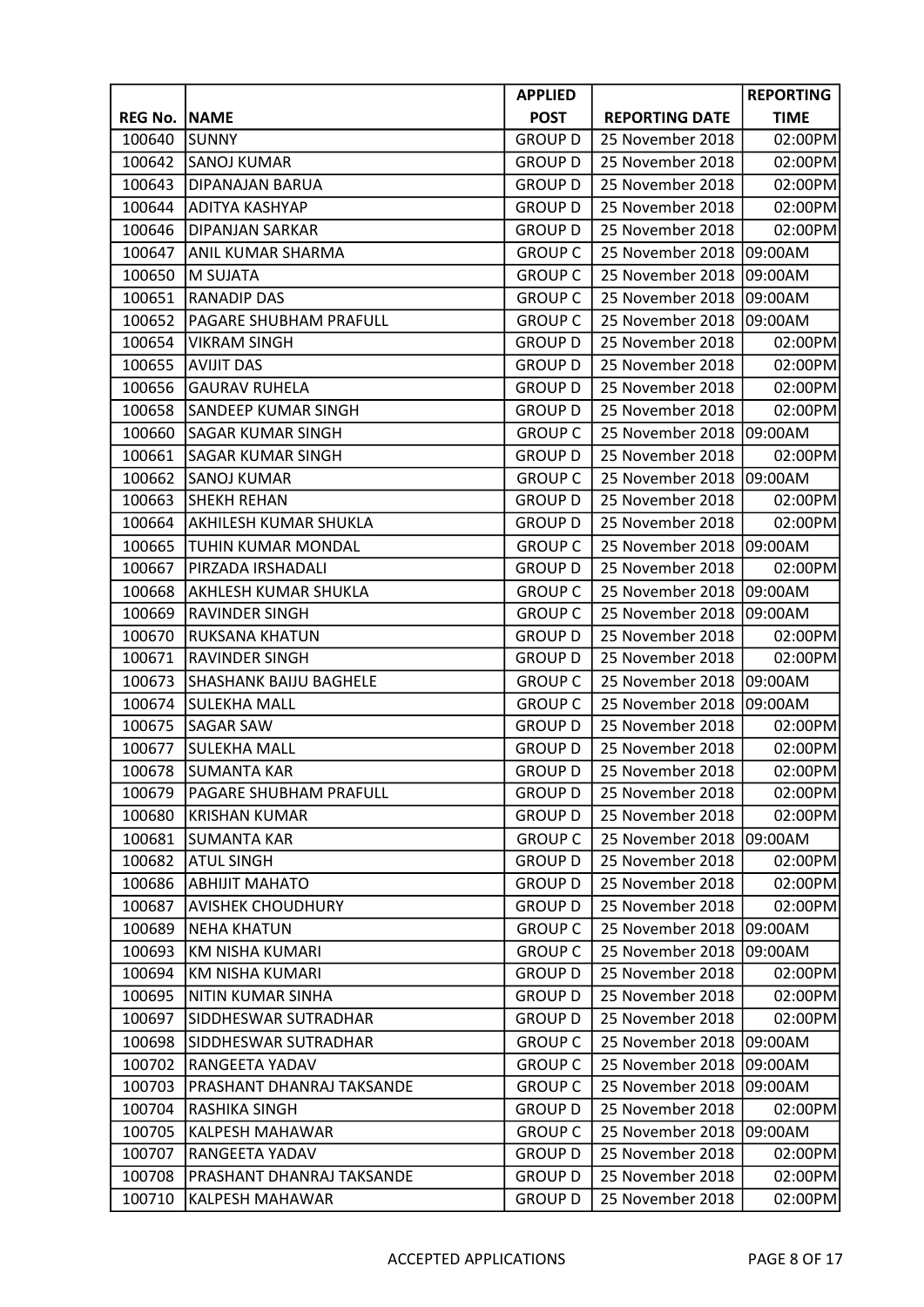| REG No. | NAME | APPLIED POST | REPORTING DATE | REPORTING TIME |
|---|---|---|---|---|
| 100640 | SUNNY | GROUP D | 25 November 2018 | 02:00PM |
| 100642 | SANOJ KUMAR | GROUP D | 25 November 2018 | 02:00PM |
| 100643 | DIPANAJAN BARUA | GROUP D | 25 November 2018 | 02:00PM |
| 100644 | ADITYA KASHYAP | GROUP D | 25 November 2018 | 02:00PM |
| 100646 | DIPANJAN SARKAR | GROUP D | 25 November 2018 | 02:00PM |
| 100647 | ANIL KUMAR SHARMA | GROUP C | 25 November 2018 | 09:00AM |
| 100650 | M SUJATA | GROUP C | 25 November 2018 | 09:00AM |
| 100651 | RANADIP DAS | GROUP C | 25 November 2018 | 09:00AM |
| 100652 | PAGARE SHUBHAM PRAFULL | GROUP C | 25 November 2018 | 09:00AM |
| 100654 | VIKRAM SINGH | GROUP D | 25 November 2018 | 02:00PM |
| 100655 | AVIJIT DAS | GROUP D | 25 November 2018 | 02:00PM |
| 100656 | GAURAV RUHELA | GROUP D | 25 November 2018 | 02:00PM |
| 100658 | SANDEEP KUMAR SINGH | GROUP D | 25 November 2018 | 02:00PM |
| 100660 | SAGAR KUMAR SINGH | GROUP C | 25 November 2018 | 09:00AM |
| 100661 | SAGAR KUMAR SINGH | GROUP D | 25 November 2018 | 02:00PM |
| 100662 | SANOJ KUMAR | GROUP C | 25 November 2018 | 09:00AM |
| 100663 | SHEKH REHAN | GROUP D | 25 November 2018 | 02:00PM |
| 100664 | AKHILESH KUMAR SHUKLA | GROUP D | 25 November 2018 | 02:00PM |
| 100665 | TUHIN KUMAR MONDAL | GROUP C | 25 November 2018 | 09:00AM |
| 100667 | PIRZADA IRSHADALI | GROUP D | 25 November 2018 | 02:00PM |
| 100668 | AKHLESH KUMAR SHUKLA | GROUP C | 25 November 2018 | 09:00AM |
| 100669 | RAVINDER SINGH | GROUP C | 25 November 2018 | 09:00AM |
| 100670 | RUKSANA KHATUN | GROUP D | 25 November 2018 | 02:00PM |
| 100671 | RAVINDER SINGH | GROUP D | 25 November 2018 | 02:00PM |
| 100673 | SHASHANK BAIJU BAGHELE | GROUP C | 25 November 2018 | 09:00AM |
| 100674 | SULEKHA MALL | GROUP C | 25 November 2018 | 09:00AM |
| 100675 | SAGAR SAW | GROUP D | 25 November 2018 | 02:00PM |
| 100677 | SULEKHA MALL | GROUP D | 25 November 2018 | 02:00PM |
| 100678 | SUMANTA KAR | GROUP D | 25 November 2018 | 02:00PM |
| 100679 | PAGARE SHUBHAM PRAFULL | GROUP D | 25 November 2018 | 02:00PM |
| 100680 | KRISHAN KUMAR | GROUP D | 25 November 2018 | 02:00PM |
| 100681 | SUMANTA KAR | GROUP C | 25 November 2018 | 09:00AM |
| 100682 | ATUL SINGH | GROUP D | 25 November 2018 | 02:00PM |
| 100686 | ABHIJIT MAHATO | GROUP D | 25 November 2018 | 02:00PM |
| 100687 | AVISHEK CHOUDHURY | GROUP D | 25 November 2018 | 02:00PM |
| 100689 | NEHA KHATUN | GROUP C | 25 November 2018 | 09:00AM |
| 100693 | KM NISHA KUMARI | GROUP C | 25 November 2018 | 09:00AM |
| 100694 | KM NISHA KUMARI | GROUP D | 25 November 2018 | 02:00PM |
| 100695 | NITIN KUMAR SINHA | GROUP D | 25 November 2018 | 02:00PM |
| 100697 | SIDDHESWAR SUTRADHAR | GROUP D | 25 November 2018 | 02:00PM |
| 100698 | SIDDHESWAR SUTRADHAR | GROUP C | 25 November 2018 | 09:00AM |
| 100702 | RANGEETA YADAV | GROUP C | 25 November 2018 | 09:00AM |
| 100703 | PRASHANT DHANRAJ TAKSANDE | GROUP C | 25 November 2018 | 09:00AM |
| 100704 | RASHIKA SINGH | GROUP D | 25 November 2018 | 02:00PM |
| 100705 | KALPESH MAHAWAR | GROUP C | 25 November 2018 | 09:00AM |
| 100707 | RANGEETA YADAV | GROUP D | 25 November 2018 | 02:00PM |
| 100708 | PRASHANT DHANRAJ TAKSANDE | GROUP D | 25 November 2018 | 02:00PM |
| 100710 | KALPESH MAHAWAR | GROUP D | 25 November 2018 | 02:00PM |

ACCEPTED APPLICATIONS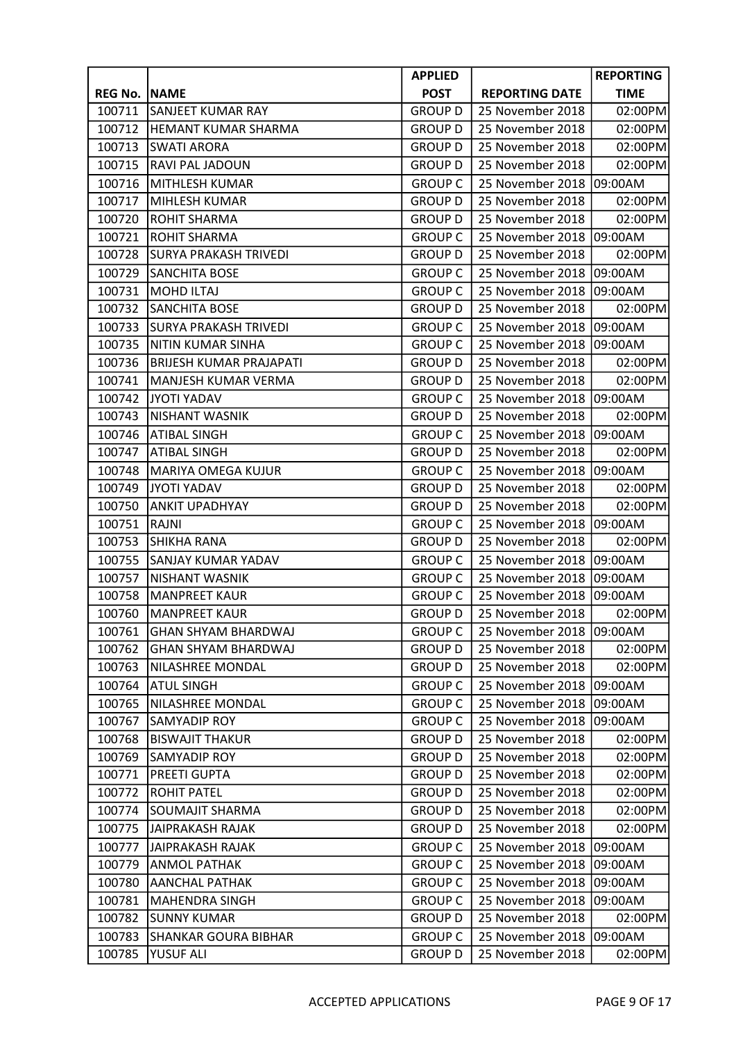| REG No. | NAME | APPLIED POST | REPORTING DATE | REPORTING TIME |
|---|---|---|---|---|
| 100711 | SANJEET KUMAR RAY | GROUP D | 25 November 2018 | 02:00PM |
| 100712 | HEMANT KUMAR SHARMA | GROUP D | 25 November 2018 | 02:00PM |
| 100713 | SWATI ARORA | GROUP D | 25 November 2018 | 02:00PM |
| 100715 | RAVI PAL JADOUN | GROUP D | 25 November 2018 | 02:00PM |
| 100716 | MITHLESH KUMAR | GROUP C | 25 November 2018 | 09:00AM |
| 100717 | MIHLESH KUMAR | GROUP D | 25 November 2018 | 02:00PM |
| 100720 | ROHIT SHARMA | GROUP D | 25 November 2018 | 02:00PM |
| 100721 | ROHIT SHARMA | GROUP C | 25 November 2018 | 09:00AM |
| 100728 | SURYA PRAKASH TRIVEDI | GROUP D | 25 November 2018 | 02:00PM |
| 100729 | SANCHITA BOSE | GROUP C | 25 November 2018 | 09:00AM |
| 100731 | MOHD ILTAJ | GROUP C | 25 November 2018 | 09:00AM |
| 100732 | SANCHITA BOSE | GROUP D | 25 November 2018 | 02:00PM |
| 100733 | SURYA PRAKASH TRIVEDI | GROUP C | 25 November 2018 | 09:00AM |
| 100735 | NITIN KUMAR SINHA | GROUP C | 25 November 2018 | 09:00AM |
| 100736 | BRIJESH KUMAR PRAJAPATI | GROUP D | 25 November 2018 | 02:00PM |
| 100741 | MANJESH KUMAR VERMA | GROUP D | 25 November 2018 | 02:00PM |
| 100742 | JYOTI YADAV | GROUP C | 25 November 2018 | 09:00AM |
| 100743 | NISHANT WASNIK | GROUP D | 25 November 2018 | 02:00PM |
| 100746 | ATIBAL SINGH | GROUP C | 25 November 2018 | 09:00AM |
| 100747 | ATIBAL SINGH | GROUP D | 25 November 2018 | 02:00PM |
| 100748 | MARIYA OMEGA KUJUR | GROUP C | 25 November 2018 | 09:00AM |
| 100749 | JYOTI YADAV | GROUP D | 25 November 2018 | 02:00PM |
| 100750 | ANKIT UPADHYAY | GROUP D | 25 November 2018 | 02:00PM |
| 100751 | RAJNI | GROUP C | 25 November 2018 | 09:00AM |
| 100753 | SHIKHA RANA | GROUP D | 25 November 2018 | 02:00PM |
| 100755 | SANJAY KUMAR YADAV | GROUP C | 25 November 2018 | 09:00AM |
| 100757 | NISHANT WASNIK | GROUP C | 25 November 2018 | 09:00AM |
| 100758 | MANPREET KAUR | GROUP C | 25 November 2018 | 09:00AM |
| 100760 | MANPREET KAUR | GROUP D | 25 November 2018 | 02:00PM |
| 100761 | GHAN SHYAM BHARDWAJ | GROUP C | 25 November 2018 | 09:00AM |
| 100762 | GHAN SHYAM BHARDWAJ | GROUP D | 25 November 2018 | 02:00PM |
| 100763 | NILASHREE MONDAL | GROUP D | 25 November 2018 | 02:00PM |
| 100764 | ATUL SINGH | GROUP C | 25 November 2018 | 09:00AM |
| 100765 | NILASHREE MONDAL | GROUP C | 25 November 2018 | 09:00AM |
| 100767 | SAMYADIP ROY | GROUP C | 25 November 2018 | 09:00AM |
| 100768 | BISWAJIT THAKUR | GROUP D | 25 November 2018 | 02:00PM |
| 100769 | SAMYADIP ROY | GROUP D | 25 November 2018 | 02:00PM |
| 100771 | PREETI GUPTA | GROUP D | 25 November 2018 | 02:00PM |
| 100772 | ROHIT PATEL | GROUP D | 25 November 2018 | 02:00PM |
| 100774 | SOUMAJIT SHARMA | GROUP D | 25 November 2018 | 02:00PM |
| 100775 | JAIPRAKASH RAJAK | GROUP D | 25 November 2018 | 02:00PM |
| 100777 | JAIPRAKASH RAJAK | GROUP C | 25 November 2018 | 09:00AM |
| 100779 | ANMOL PATHAK | GROUP C | 25 November 2018 | 09:00AM |
| 100780 | AANCHAL PATHAK | GROUP C | 25 November 2018 | 09:00AM |
| 100781 | MAHENDRA SINGH | GROUP C | 25 November 2018 | 09:00AM |
| 100782 | SUNNY KUMAR | GROUP D | 25 November 2018 | 02:00PM |
| 100783 | SHANKAR GOURA BIBHAR | GROUP C | 25 November 2018 | 09:00AM |
| 100785 | YUSUF ALI | GROUP D | 25 November 2018 | 02:00PM |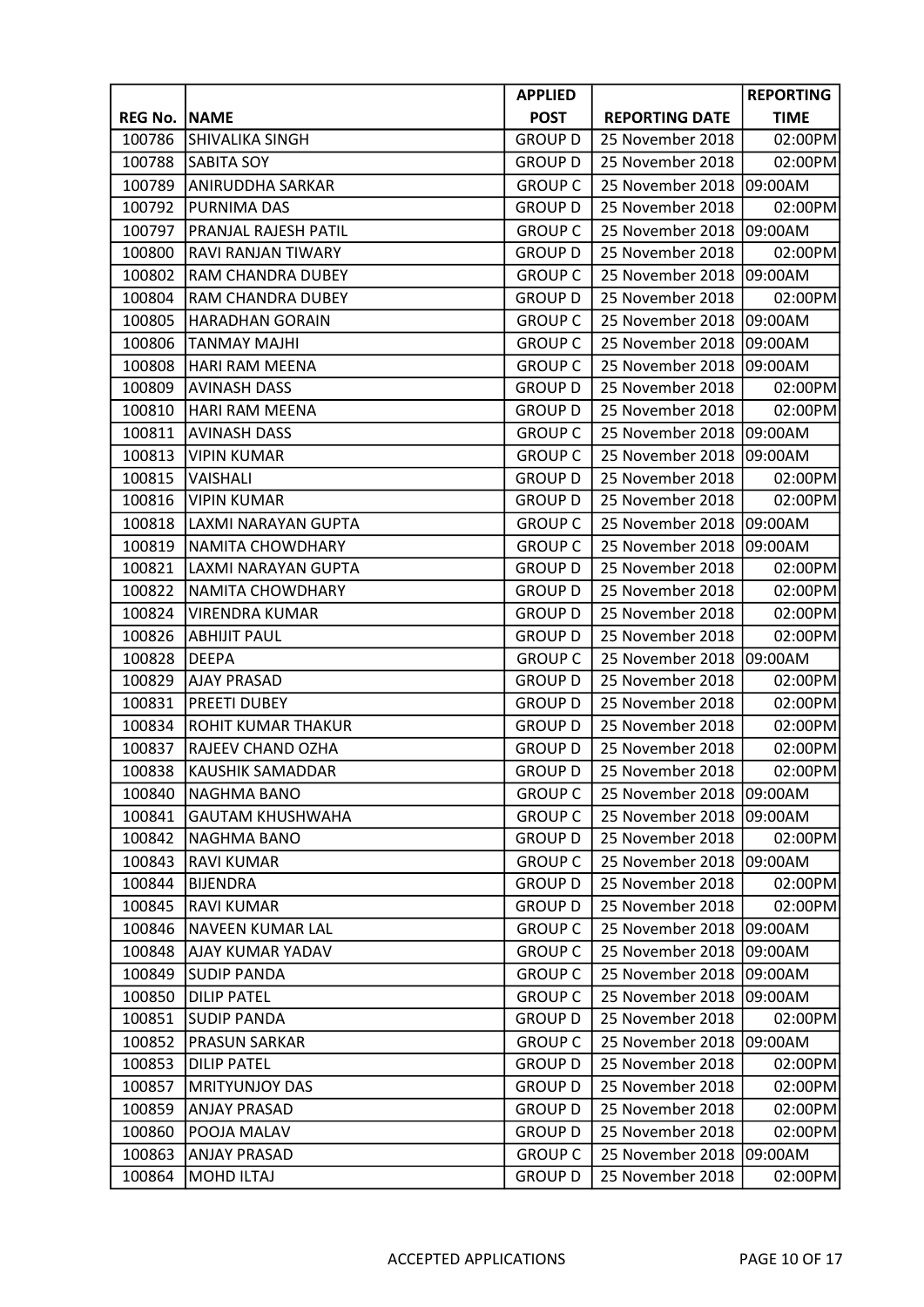| REG No. | NAME | APPLIED POST | REPORTING DATE | REPORTING TIME |
|---|---|---|---|---|
| 100786 | SHIVALIKA SINGH | GROUP D | 25 November 2018 | 02:00PM |
| 100788 | SABITA SOY | GROUP D | 25 November 2018 | 02:00PM |
| 100789 | ANIRUDDHA SARKAR | GROUP C | 25 November 2018 | 09:00AM |
| 100792 | PURNIMA DAS | GROUP D | 25 November 2018 | 02:00PM |
| 100797 | PRANJAL RAJESH PATIL | GROUP C | 25 November 2018 | 09:00AM |
| 100800 | RAVI RANJAN TIWARY | GROUP D | 25 November 2018 | 02:00PM |
| 100802 | RAM CHANDRA DUBEY | GROUP C | 25 November 2018 | 09:00AM |
| 100804 | RAM CHANDRA DUBEY | GROUP D | 25 November 2018 | 02:00PM |
| 100805 | HARADHAN GORAIN | GROUP C | 25 November 2018 | 09:00AM |
| 100806 | TANMAY MAJHI | GROUP C | 25 November 2018 | 09:00AM |
| 100808 | HARI RAM MEENA | GROUP C | 25 November 2018 | 09:00AM |
| 100809 | AVINASH DASS | GROUP D | 25 November 2018 | 02:00PM |
| 100810 | HARI RAM MEENA | GROUP D | 25 November 2018 | 02:00PM |
| 100811 | AVINASH DASS | GROUP C | 25 November 2018 | 09:00AM |
| 100813 | VIPIN KUMAR | GROUP C | 25 November 2018 | 09:00AM |
| 100815 | VAISHALI | GROUP D | 25 November 2018 | 02:00PM |
| 100816 | VIPIN KUMAR | GROUP D | 25 November 2018 | 02:00PM |
| 100818 | LAXMI NARAYAN GUPTA | GROUP C | 25 November 2018 | 09:00AM |
| 100819 | NAMITA CHOWDHARY | GROUP C | 25 November 2018 | 09:00AM |
| 100821 | LAXMI NARAYAN GUPTA | GROUP D | 25 November 2018 | 02:00PM |
| 100822 | NAMITA CHOWDHARY | GROUP D | 25 November 2018 | 02:00PM |
| 100824 | VIRENDRA KUMAR | GROUP D | 25 November 2018 | 02:00PM |
| 100826 | ABHIJIT PAUL | GROUP D | 25 November 2018 | 02:00PM |
| 100828 | DEEPA | GROUP C | 25 November 2018 | 09:00AM |
| 100829 | AJAY PRASAD | GROUP D | 25 November 2018 | 02:00PM |
| 100831 | PREETI DUBEY | GROUP D | 25 November 2018 | 02:00PM |
| 100834 | ROHIT KUMAR THAKUR | GROUP D | 25 November 2018 | 02:00PM |
| 100837 | RAJEEV CHAND OZHA | GROUP D | 25 November 2018 | 02:00PM |
| 100838 | KAUSHIK SAMADDAR | GROUP D | 25 November 2018 | 02:00PM |
| 100840 | NAGHMA BANO | GROUP C | 25 November 2018 | 09:00AM |
| 100841 | GAUTAM KHUSHWAHA | GROUP C | 25 November 2018 | 09:00AM |
| 100842 | NAGHMA BANO | GROUP D | 25 November 2018 | 02:00PM |
| 100843 | RAVI KUMAR | GROUP C | 25 November 2018 | 09:00AM |
| 100844 | BIJENDRA | GROUP D | 25 November 2018 | 02:00PM |
| 100845 | RAVI KUMAR | GROUP D | 25 November 2018 | 02:00PM |
| 100846 | NAVEEN KUMAR LAL | GROUP C | 25 November 2018 | 09:00AM |
| 100848 | AJAY KUMAR YADAV | GROUP C | 25 November 2018 | 09:00AM |
| 100849 | SUDIP PANDA | GROUP C | 25 November 2018 | 09:00AM |
| 100850 | DILIP PATEL | GROUP C | 25 November 2018 | 09:00AM |
| 100851 | SUDIP PANDA | GROUP D | 25 November 2018 | 02:00PM |
| 100852 | PRASUN SARKAR | GROUP C | 25 November 2018 | 09:00AM |
| 100853 | DILIP PATEL | GROUP D | 25 November 2018 | 02:00PM |
| 100857 | MRITYUNJOY DAS | GROUP D | 25 November 2018 | 02:00PM |
| 100859 | ANJAY PRASAD | GROUP D | 25 November 2018 | 02:00PM |
| 100860 | POOJA MALAV | GROUP D | 25 November 2018 | 02:00PM |
| 100863 | ANJAY PRASAD | GROUP C | 25 November 2018 | 09:00AM |
| 100864 | MOHD ILTAJ | GROUP D | 25 November 2018 | 02:00PM |

ACCEPTED APPLICATIONS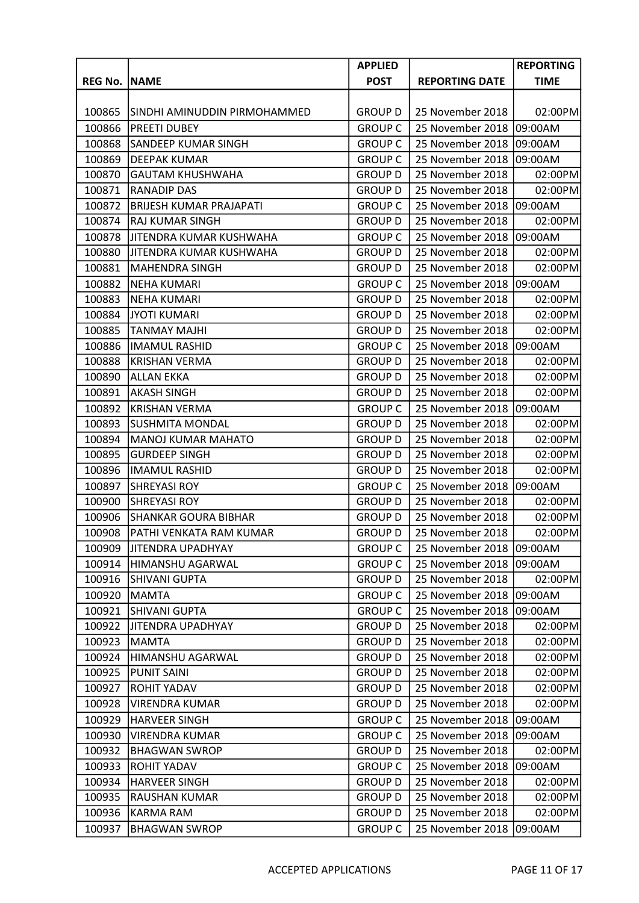| REG No. | NAME | APPLIED POST | REPORTING DATE | REPORTING TIME |
|---|---|---|---|---|
| 100865 | SINDHI AMINUDDIN PIRMOHAMMED | GROUP D | 25 November 2018 | 02:00PM |
| 100866 | PREETI DUBEY | GROUP C | 25 November 2018 | 09:00AM |
| 100868 | SANDEEP KUMAR SINGH | GROUP C | 25 November 2018 | 09:00AM |
| 100869 | DEEPAK KUMAR | GROUP C | 25 November 2018 | 09:00AM |
| 100870 | GAUTAM KHUSHWAHA | GROUP D | 25 November 2018 | 02:00PM |
| 100871 | RANADIP DAS | GROUP D | 25 November 2018 | 02:00PM |
| 100872 | BRIJESH KUMAR PRAJAPATI | GROUP C | 25 November 2018 | 09:00AM |
| 100874 | RAJ KUMAR SINGH | GROUP D | 25 November 2018 | 02:00PM |
| 100878 | JITENDRA KUMAR KUSHWAHA | GROUP C | 25 November 2018 | 09:00AM |
| 100880 | JITENDRA KUMAR KUSHWAHA | GROUP D | 25 November 2018 | 02:00PM |
| 100881 | MAHENDRA SINGH | GROUP D | 25 November 2018 | 02:00PM |
| 100882 | NEHA KUMARI | GROUP C | 25 November 2018 | 09:00AM |
| 100883 | NEHA KUMARI | GROUP D | 25 November 2018 | 02:00PM |
| 100884 | JYOTI KUMARI | GROUP D | 25 November 2018 | 02:00PM |
| 100885 | TANMAY MAJHI | GROUP D | 25 November 2018 | 02:00PM |
| 100886 | IMAMUL RASHID | GROUP C | 25 November 2018 | 09:00AM |
| 100888 | KRISHAN VERMA | GROUP D | 25 November 2018 | 02:00PM |
| 100890 | ALLAN EKKA | GROUP D | 25 November 2018 | 02:00PM |
| 100891 | AKASH SINGH | GROUP D | 25 November 2018 | 02:00PM |
| 100892 | KRISHAN VERMA | GROUP C | 25 November 2018 | 09:00AM |
| 100893 | SUSHMITA MONDAL | GROUP D | 25 November 2018 | 02:00PM |
| 100894 | MANOJ KUMAR MAHATO | GROUP D | 25 November 2018 | 02:00PM |
| 100895 | GURDEEP SINGH | GROUP D | 25 November 2018 | 02:00PM |
| 100896 | IMAMUL RASHID | GROUP D | 25 November 2018 | 02:00PM |
| 100897 | SHREYASI ROY | GROUP C | 25 November 2018 | 09:00AM |
| 100900 | SHREYASI ROY | GROUP D | 25 November 2018 | 02:00PM |
| 100906 | SHANKAR GOURA BIBHAR | GROUP D | 25 November 2018 | 02:00PM |
| 100908 | PATHI VENKATA RAM KUMAR | GROUP D | 25 November 2018 | 02:00PM |
| 100909 | JITENDRA UPADHYAY | GROUP C | 25 November 2018 | 09:00AM |
| 100914 | HIMANSHU AGARWAL | GROUP C | 25 November 2018 | 09:00AM |
| 100916 | SHIVANI GUPTA | GROUP D | 25 November 2018 | 02:00PM |
| 100920 | MAMTA | GROUP C | 25 November 2018 | 09:00AM |
| 100921 | SHIVANI GUPTA | GROUP C | 25 November 2018 | 09:00AM |
| 100922 | JITENDRA UPADHYAY | GROUP D | 25 November 2018 | 02:00PM |
| 100923 | MAMTA | GROUP D | 25 November 2018 | 02:00PM |
| 100924 | HIMANSHU AGARWAL | GROUP D | 25 November 2018 | 02:00PM |
| 100925 | PUNIT SAINI | GROUP D | 25 November 2018 | 02:00PM |
| 100927 | ROHIT YADAV | GROUP D | 25 November 2018 | 02:00PM |
| 100928 | VIRENDRA KUMAR | GROUP D | 25 November 2018 | 02:00PM |
| 100929 | HARVEER SINGH | GROUP C | 25 November 2018 | 09:00AM |
| 100930 | VIRENDRA KUMAR | GROUP C | 25 November 2018 | 09:00AM |
| 100932 | BHAGWAN SWROP | GROUP D | 25 November 2018 | 02:00PM |
| 100933 | ROHIT YADAV | GROUP C | 25 November 2018 | 09:00AM |
| 100934 | HARVEER SINGH | GROUP D | 25 November 2018 | 02:00PM |
| 100935 | RAUSHAN KUMAR | GROUP D | 25 November 2018 | 02:00PM |
| 100936 | KARMA RAM | GROUP D | 25 November 2018 | 02:00PM |
| 100937 | BHAGWAN SWROP | GROUP C | 25 November 2018 | 09:00AM |

ACCEPTED APPLICATIONS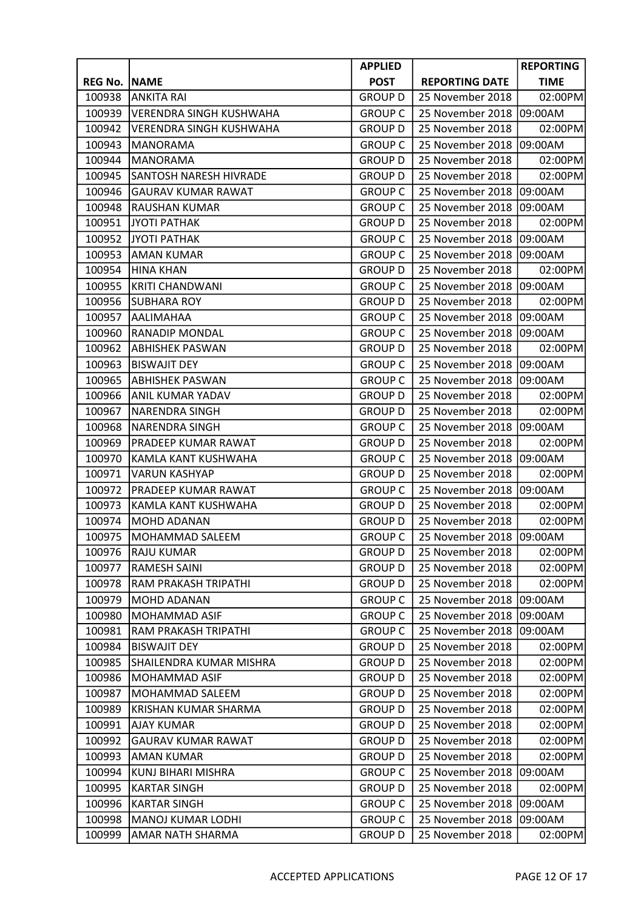| REG No. | NAME | APPLIED POST | REPORTING DATE | REPORTING TIME |
|---|---|---|---|---|
| 100938 | ANKITA RAI | GROUP D | 25 November 2018 | 02:00PM |
| 100939 | VERENDRA SINGH KUSHWAHA | GROUP C | 25 November 2018 | 09:00AM |
| 100942 | VERENDRA SINGH KUSHWAHA | GROUP D | 25 November 2018 | 02:00PM |
| 100943 | MANORAMA | GROUP C | 25 November 2018 | 09:00AM |
| 100944 | MANORAMA | GROUP D | 25 November 2018 | 02:00PM |
| 100945 | SANTOSH NARESH HIVRADE | GROUP D | 25 November 2018 | 02:00PM |
| 100946 | GAURAV KUMAR RAWAT | GROUP C | 25 November 2018 | 09:00AM |
| 100948 | RAUSHAN KUMAR | GROUP C | 25 November 2018 | 09:00AM |
| 100951 | JYOTI PATHAK | GROUP D | 25 November 2018 | 02:00PM |
| 100952 | JYOTI PATHAK | GROUP C | 25 November 2018 | 09:00AM |
| 100953 | AMAN KUMAR | GROUP C | 25 November 2018 | 09:00AM |
| 100954 | HINA KHAN | GROUP D | 25 November 2018 | 02:00PM |
| 100955 | KRITI CHANDWANI | GROUP C | 25 November 2018 | 09:00AM |
| 100956 | SUBHARA ROY | GROUP D | 25 November 2018 | 02:00PM |
| 100957 | AALIMAHAA | GROUP C | 25 November 2018 | 09:00AM |
| 100960 | RANADIP MONDAL | GROUP C | 25 November 2018 | 09:00AM |
| 100962 | ABHISHEK PASWAN | GROUP D | 25 November 2018 | 02:00PM |
| 100963 | BISWAJIT DEY | GROUP C | 25 November 2018 | 09:00AM |
| 100965 | ABHISHEK PASWAN | GROUP C | 25 November 2018 | 09:00AM |
| 100966 | ANIL KUMAR YADAV | GROUP D | 25 November 2018 | 02:00PM |
| 100967 | NARENDRA SINGH | GROUP D | 25 November 2018 | 02:00PM |
| 100968 | NARENDRA SINGH | GROUP C | 25 November 2018 | 09:00AM |
| 100969 | PRADEEP KUMAR RAWAT | GROUP D | 25 November 2018 | 02:00PM |
| 100970 | KAMLA KANT KUSHWAHA | GROUP C | 25 November 2018 | 09:00AM |
| 100971 | VARUN KASHYAP | GROUP D | 25 November 2018 | 02:00PM |
| 100972 | PRADEEP KUMAR RAWAT | GROUP C | 25 November 2018 | 09:00AM |
| 100973 | KAMLA KANT KUSHWAHA | GROUP D | 25 November 2018 | 02:00PM |
| 100974 | MOHD ADANAN | GROUP D | 25 November 2018 | 02:00PM |
| 100975 | MOHAMMAD SALEEM | GROUP C | 25 November 2018 | 09:00AM |
| 100976 | RAJU KUMAR | GROUP D | 25 November 2018 | 02:00PM |
| 100977 | RAMESH SAINI | GROUP D | 25 November 2018 | 02:00PM |
| 100978 | RAM PRAKASH TRIPATHI | GROUP D | 25 November 2018 | 02:00PM |
| 100979 | MOHD ADANAN | GROUP C | 25 November 2018 | 09:00AM |
| 100980 | MOHAMMAD ASIF | GROUP C | 25 November 2018 | 09:00AM |
| 100981 | RAM PRAKASH TRIPATHI | GROUP C | 25 November 2018 | 09:00AM |
| 100984 | BISWAJIT DEY | GROUP D | 25 November 2018 | 02:00PM |
| 100985 | SHAILENDRA KUMAR MISHRA | GROUP D | 25 November 2018 | 02:00PM |
| 100986 | MOHAMMAD ASIF | GROUP D | 25 November 2018 | 02:00PM |
| 100987 | MOHAMMAD SALEEM | GROUP D | 25 November 2018 | 02:00PM |
| 100989 | KRISHAN KUMAR SHARMA | GROUP D | 25 November 2018 | 02:00PM |
| 100991 | AJAY KUMAR | GROUP D | 25 November 2018 | 02:00PM |
| 100992 | GAURAV KUMAR RAWAT | GROUP D | 25 November 2018 | 02:00PM |
| 100993 | AMAN KUMAR | GROUP D | 25 November 2018 | 02:00PM |
| 100994 | KUNJ BIHARI MISHRA | GROUP C | 25 November 2018 | 09:00AM |
| 100995 | KARTAR SINGH | GROUP D | 25 November 2018 | 02:00PM |
| 100996 | KARTAR SINGH | GROUP C | 25 November 2018 | 09:00AM |
| 100998 | MANOJ KUMAR LODHI | GROUP C | 25 November 2018 | 09:00AM |
| 100999 | AMAR NATH SHARMA | GROUP D | 25 November 2018 | 02:00PM |

ACCEPTED APPLICATIONS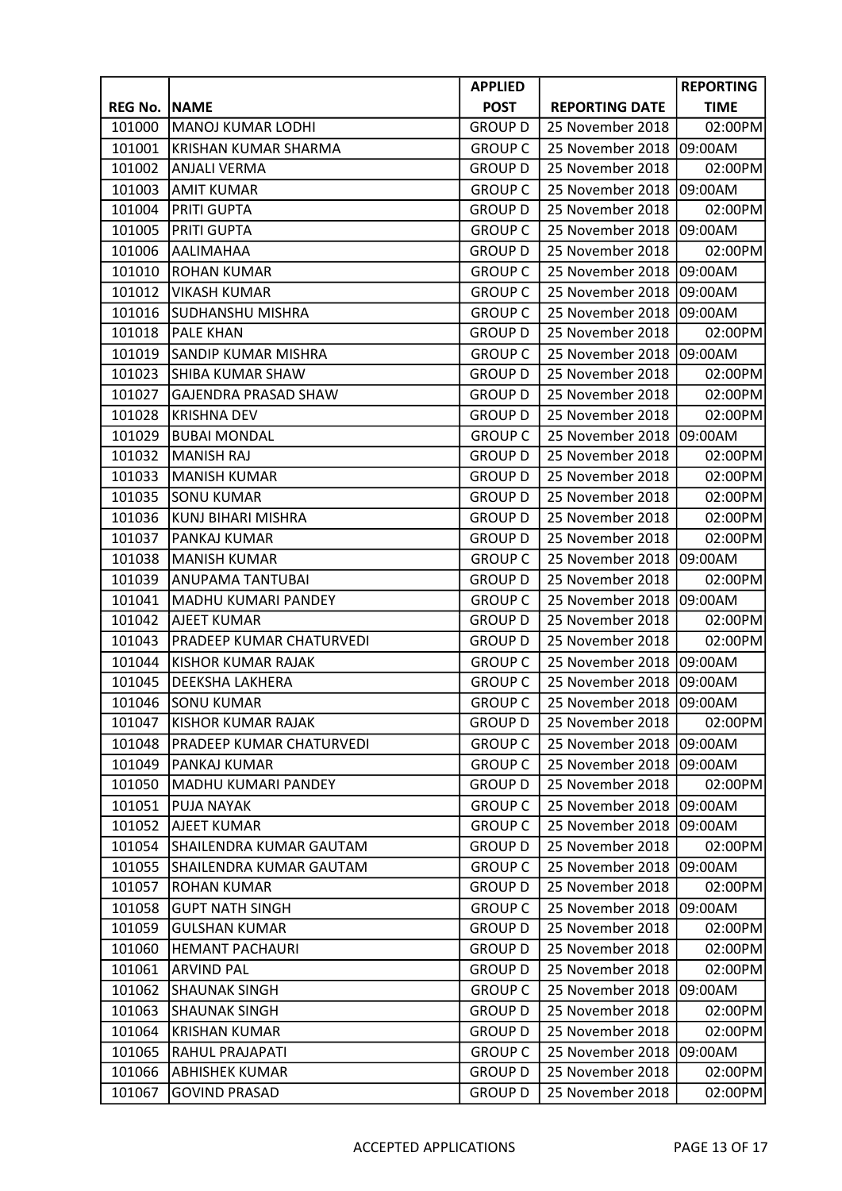| REG No. | NAME | APPLIED POST | REPORTING DATE | REPORTING TIME |
|---|---|---|---|---|
| 101000 | MANOJ KUMAR LODHI | GROUP D | 25 November 2018 | 02:00PM |
| 101001 | KRISHAN KUMAR SHARMA | GROUP C | 25 November 2018 | 09:00AM |
| 101002 | ANJALI VERMA | GROUP D | 25 November 2018 | 02:00PM |
| 101003 | AMIT KUMAR | GROUP C | 25 November 2018 | 09:00AM |
| 101004 | PRITI GUPTA | GROUP D | 25 November 2018 | 02:00PM |
| 101005 | PRITI GUPTA | GROUP C | 25 November 2018 | 09:00AM |
| 101006 | AALIMAHAA | GROUP D | 25 November 2018 | 02:00PM |
| 101010 | ROHAN KUMAR | GROUP C | 25 November 2018 | 09:00AM |
| 101012 | VIKASH KUMAR | GROUP C | 25 November 2018 | 09:00AM |
| 101016 | SUDHANSHU MISHRA | GROUP C | 25 November 2018 | 09:00AM |
| 101018 | PALE KHAN | GROUP D | 25 November 2018 | 02:00PM |
| 101019 | SANDIP KUMAR MISHRA | GROUP C | 25 November 2018 | 09:00AM |
| 101023 | SHIBA KUMAR SHAW | GROUP D | 25 November 2018 | 02:00PM |
| 101027 | GAJENDRA PRASAD SHAW | GROUP D | 25 November 2018 | 02:00PM |
| 101028 | KRISHNA DEV | GROUP D | 25 November 2018 | 02:00PM |
| 101029 | BUBAI MONDAL | GROUP C | 25 November 2018 | 09:00AM |
| 101032 | MANISH RAJ | GROUP D | 25 November 2018 | 02:00PM |
| 101033 | MANISH KUMAR | GROUP D | 25 November 2018 | 02:00PM |
| 101035 | SONU KUMAR | GROUP D | 25 November 2018 | 02:00PM |
| 101036 | KUNJ BIHARI MISHRA | GROUP D | 25 November 2018 | 02:00PM |
| 101037 | PANKAJ KUMAR | GROUP D | 25 November 2018 | 02:00PM |
| 101038 | MANISH KUMAR | GROUP C | 25 November 2018 | 09:00AM |
| 101039 | ANUPAMA TANTUBAI | GROUP D | 25 November 2018 | 02:00PM |
| 101041 | MADHU KUMARI PANDEY | GROUP C | 25 November 2018 | 09:00AM |
| 101042 | AJEET KUMAR | GROUP D | 25 November 2018 | 02:00PM |
| 101043 | PRADEEP KUMAR CHATURVEDI | GROUP D | 25 November 2018 | 02:00PM |
| 101044 | KISHOR KUMAR RAJAK | GROUP C | 25 November 2018 | 09:00AM |
| 101045 | DEEKSHA LAKHERA | GROUP C | 25 November 2018 | 09:00AM |
| 101046 | SONU KUMAR | GROUP C | 25 November 2018 | 09:00AM |
| 101047 | KISHOR KUMAR RAJAK | GROUP D | 25 November 2018 | 02:00PM |
| 101048 | PRADEEP KUMAR CHATURVEDI | GROUP C | 25 November 2018 | 09:00AM |
| 101049 | PANKAJ KUMAR | GROUP C | 25 November 2018 | 09:00AM |
| 101050 | MADHU KUMARI PANDEY | GROUP D | 25 November 2018 | 02:00PM |
| 101051 | PUJA NAYAK | GROUP C | 25 November 2018 | 09:00AM |
| 101052 | AJEET KUMAR | GROUP C | 25 November 2018 | 09:00AM |
| 101054 | SHAILENDRA KUMAR GAUTAM | GROUP D | 25 November 2018 | 02:00PM |
| 101055 | SHAILENDRA KUMAR GAUTAM | GROUP C | 25 November 2018 | 09:00AM |
| 101057 | ROHAN KUMAR | GROUP D | 25 November 2018 | 02:00PM |
| 101058 | GUPT NATH SINGH | GROUP C | 25 November 2018 | 09:00AM |
| 101059 | GULSHAN KUMAR | GROUP D | 25 November 2018 | 02:00PM |
| 101060 | HEMANT PACHAURI | GROUP D | 25 November 2018 | 02:00PM |
| 101061 | ARVIND PAL | GROUP D | 25 November 2018 | 02:00PM |
| 101062 | SHAUNAK SINGH | GROUP C | 25 November 2018 | 09:00AM |
| 101063 | SHAUNAK SINGH | GROUP D | 25 November 2018 | 02:00PM |
| 101064 | KRISHAN KUMAR | GROUP D | 25 November 2018 | 02:00PM |
| 101065 | RAHUL PRAJAPATI | GROUP C | 25 November 2018 | 09:00AM |
| 101066 | ABHISHEK KUMAR | GROUP D | 25 November 2018 | 02:00PM |
| 101067 | GOVIND PRASAD | GROUP D | 25 November 2018 | 02:00PM |

ACCEPTED APPLICATIONS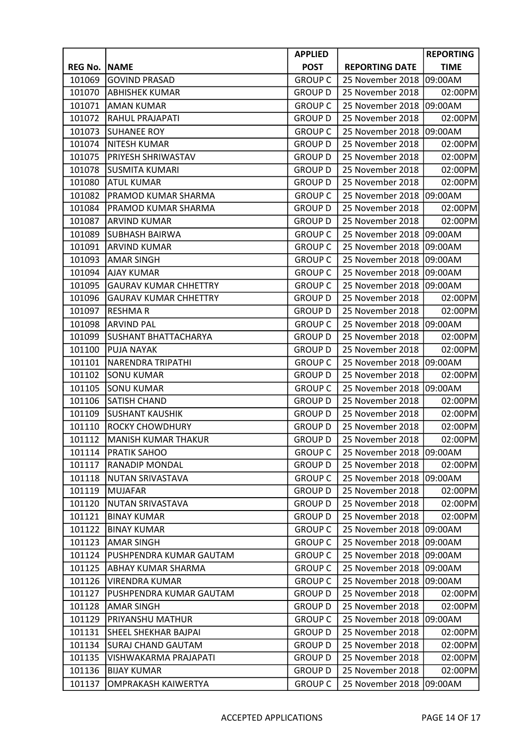| REG No. | NAME | APPLIED POST | REPORTING DATE | REPORTING TIME |
|---|---|---|---|---|
| 101069 | GOVIND PRASAD | GROUP C | 25 November 2018 | 09:00AM |
| 101070 | ABHISHEK KUMAR | GROUP D | 25 November 2018 | 02:00PM |
| 101071 | AMAN KUMAR | GROUP C | 25 November 2018 | 09:00AM |
| 101072 | RAHUL PRAJAPATI | GROUP D | 25 November 2018 | 02:00PM |
| 101073 | SUHANEE ROY | GROUP C | 25 November 2018 | 09:00AM |
| 101074 | NITESH KUMAR | GROUP D | 25 November 2018 | 02:00PM |
| 101075 | PRIYESH SHRIWASTAV | GROUP D | 25 November 2018 | 02:00PM |
| 101078 | SUSMITA KUMARI | GROUP D | 25 November 2018 | 02:00PM |
| 101080 | ATUL KUMAR | GROUP D | 25 November 2018 | 02:00PM |
| 101082 | PRAMOD KUMAR SHARMA | GROUP C | 25 November 2018 | 09:00AM |
| 101084 | PRAMOD KUMAR SHARMA | GROUP D | 25 November 2018 | 02:00PM |
| 101087 | ARVIND KUMAR | GROUP D | 25 November 2018 | 02:00PM |
| 101089 | SUBHASH BAIRWA | GROUP C | 25 November 2018 | 09:00AM |
| 101091 | ARVIND KUMAR | GROUP C | 25 November 2018 | 09:00AM |
| 101093 | AMAR SINGH | GROUP C | 25 November 2018 | 09:00AM |
| 101094 | AJAY KUMAR | GROUP C | 25 November 2018 | 09:00AM |
| 101095 | GAURAV KUMAR CHHETTRY | GROUP C | 25 November 2018 | 09:00AM |
| 101096 | GAURAV KUMAR CHHETTRY | GROUP D | 25 November 2018 | 02:00PM |
| 101097 | RESHMA R | GROUP D | 25 November 2018 | 02:00PM |
| 101098 | ARVIND PAL | GROUP C | 25 November 2018 | 09:00AM |
| 101099 | SUSHANT BHATTACHARYA | GROUP D | 25 November 2018 | 02:00PM |
| 101100 | PUJA NAYAK | GROUP D | 25 November 2018 | 02:00PM |
| 101101 | NARENDRA TRIPATHI | GROUP C | 25 November 2018 | 09:00AM |
| 101102 | SONU KUMAR | GROUP D | 25 November 2018 | 02:00PM |
| 101105 | SONU KUMAR | GROUP C | 25 November 2018 | 09:00AM |
| 101106 | SATISH CHAND | GROUP D | 25 November 2018 | 02:00PM |
| 101109 | SUSHANT KAUSHIK | GROUP D | 25 November 2018 | 02:00PM |
| 101110 | ROCKY CHOWDHURY | GROUP D | 25 November 2018 | 02:00PM |
| 101112 | MANISH KUMAR THAKUR | GROUP D | 25 November 2018 | 02:00PM |
| 101114 | PRATIK SAHOO | GROUP C | 25 November 2018 | 09:00AM |
| 101117 | RANADIP MONDAL | GROUP D | 25 November 2018 | 02:00PM |
| 101118 | NUTAN SRIVASTAVA | GROUP C | 25 November 2018 | 09:00AM |
| 101119 | MUJAFAR | GROUP D | 25 November 2018 | 02:00PM |
| 101120 | NUTAN SRIVASTAVA | GROUP D | 25 November 2018 | 02:00PM |
| 101121 | BINAY KUMAR | GROUP D | 25 November 2018 | 02:00PM |
| 101122 | BINAY KUMAR | GROUP C | 25 November 2018 | 09:00AM |
| 101123 | AMAR SINGH | GROUP C | 25 November 2018 | 09:00AM |
| 101124 | PUSHPENDRA KUMAR GAUTAM | GROUP C | 25 November 2018 | 09:00AM |
| 101125 | ABHAY KUMAR SHARMA | GROUP C | 25 November 2018 | 09:00AM |
| 101126 | VIRENDRA KUMAR | GROUP C | 25 November 2018 | 09:00AM |
| 101127 | PUSHPENDRA KUMAR GAUTAM | GROUP D | 25 November 2018 | 02:00PM |
| 101128 | AMAR SINGH | GROUP D | 25 November 2018 | 02:00PM |
| 101129 | PRIYANSHU MATHUR | GROUP C | 25 November 2018 | 09:00AM |
| 101131 | SHEEL SHEKHAR BAJPAI | GROUP D | 25 November 2018 | 02:00PM |
| 101134 | SURAJ CHAND GAUTAM | GROUP D | 25 November 2018 | 02:00PM |
| 101135 | VISHWAKARMA PRAJAPATI | GROUP D | 25 November 2018 | 02:00PM |
| 101136 | BIJAY KUMAR | GROUP D | 25 November 2018 | 02:00PM |
| 101137 | OMPRAKASH KAIWERTYA | GROUP C | 25 November 2018 | 09:00AM |

ACCEPTED APPLICATIONS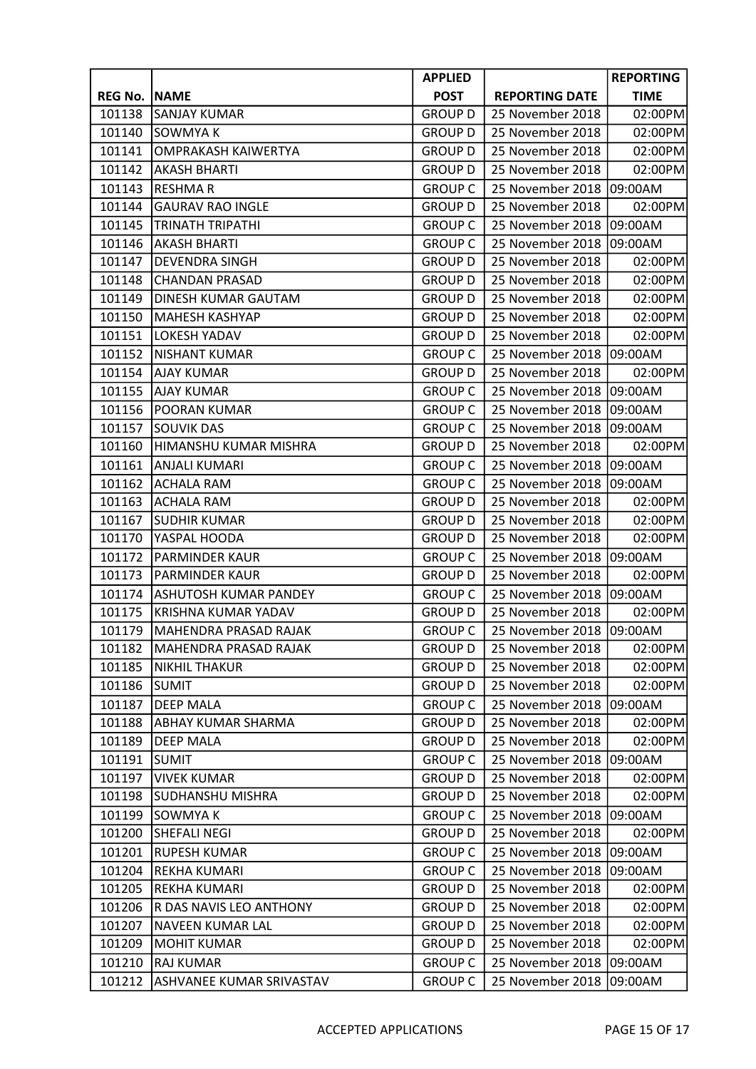| REG No. | NAME | APPLIED POST | REPORTING DATE | REPORTING TIME |
|---|---|---|---|---|
| 101138 | SANJAY KUMAR | GROUP D | 25 November 2018 | 02:00PM |
| 101140 | SOWMYA K | GROUP D | 25 November 2018 | 02:00PM |
| 101141 | OMPRAKASH KAIWERTYA | GROUP D | 25 November 2018 | 02:00PM |
| 101142 | AKASH BHARTI | GROUP D | 25 November 2018 | 02:00PM |
| 101143 | RESHMA R | GROUP C | 25 November 2018 | 09:00AM |
| 101144 | GAURAV RAO INGLE | GROUP D | 25 November 2018 | 02:00PM |
| 101145 | TRINATH TRIPATHI | GROUP C | 25 November 2018 | 09:00AM |
| 101146 | AKASH BHARTI | GROUP C | 25 November 2018 | 09:00AM |
| 101147 | DEVENDRA SINGH | GROUP D | 25 November 2018 | 02:00PM |
| 101148 | CHANDAN PRASAD | GROUP D | 25 November 2018 | 02:00PM |
| 101149 | DINESH KUMAR GAUTAM | GROUP D | 25 November 2018 | 02:00PM |
| 101150 | MAHESH KASHYAP | GROUP D | 25 November 2018 | 02:00PM |
| 101151 | LOKESH YADAV | GROUP D | 25 November 2018 | 02:00PM |
| 101152 | NISHANT KUMAR | GROUP C | 25 November 2018 | 09:00AM |
| 101154 | AJAY KUMAR | GROUP D | 25 November 2018 | 02:00PM |
| 101155 | AJAY KUMAR | GROUP C | 25 November 2018 | 09:00AM |
| 101156 | POORAN KUMAR | GROUP C | 25 November 2018 | 09:00AM |
| 101157 | SOUVIK DAS | GROUP C | 25 November 2018 | 09:00AM |
| 101160 | HIMANSHU KUMAR MISHRA | GROUP D | 25 November 2018 | 02:00PM |
| 101161 | ANJALI KUMARI | GROUP C | 25 November 2018 | 09:00AM |
| 101162 | ACHALA RAM | GROUP C | 25 November 2018 | 09:00AM |
| 101163 | ACHALA RAM | GROUP D | 25 November 2018 | 02:00PM |
| 101167 | SUDHIR KUMAR | GROUP D | 25 November 2018 | 02:00PM |
| 101170 | YASPAL HOODA | GROUP D | 25 November 2018 | 02:00PM |
| 101172 | PARMINDER KAUR | GROUP C | 25 November 2018 | 09:00AM |
| 101173 | PARMINDER KAUR | GROUP D | 25 November 2018 | 02:00PM |
| 101174 | ASHUTOSH KUMAR PANDEY | GROUP C | 25 November 2018 | 09:00AM |
| 101175 | KRISHNA KUMAR YADAV | GROUP D | 25 November 2018 | 02:00PM |
| 101179 | MAHENDRA PRASAD RAJAK | GROUP C | 25 November 2018 | 09:00AM |
| 101182 | MAHENDRA PRASAD RAJAK | GROUP D | 25 November 2018 | 02:00PM |
| 101185 | NIKHIL THAKUR | GROUP D | 25 November 2018 | 02:00PM |
| 101186 | SUMIT | GROUP D | 25 November 2018 | 02:00PM |
| 101187 | DEEP MALA | GROUP C | 25 November 2018 | 09:00AM |
| 101188 | ABHAY KUMAR SHARMA | GROUP D | 25 November 2018 | 02:00PM |
| 101189 | DEEP MALA | GROUP D | 25 November 2018 | 02:00PM |
| 101191 | SUMIT | GROUP C | 25 November 2018 | 09:00AM |
| 101197 | VIVEK KUMAR | GROUP D | 25 November 2018 | 02:00PM |
| 101198 | SUDHANSHU MISHRA | GROUP D | 25 November 2018 | 02:00PM |
| 101199 | SOWMYA K | GROUP C | 25 November 2018 | 09:00AM |
| 101200 | SHEFALI NEGI | GROUP D | 25 November 2018 | 02:00PM |
| 101201 | RUPESH KUMAR | GROUP C | 25 November 2018 | 09:00AM |
| 101204 | REKHA KUMARI | GROUP C | 25 November 2018 | 09:00AM |
| 101205 | REKHA KUMARI | GROUP D | 25 November 2018 | 02:00PM |
| 101206 | R DAS NAVIS LEO ANTHONY | GROUP D | 25 November 2018 | 02:00PM |
| 101207 | NAVEEN KUMAR LAL | GROUP D | 25 November 2018 | 02:00PM |
| 101209 | MOHIT KUMAR | GROUP D | 25 November 2018 | 02:00PM |
| 101210 | RAJ KUMAR | GROUP C | 25 November 2018 | 09:00AM |
| 101212 | ASHVANEE KUMAR SRIVASTAV | GROUP C | 25 November 2018 | 09:00AM |

ACCEPTED APPLICATIONS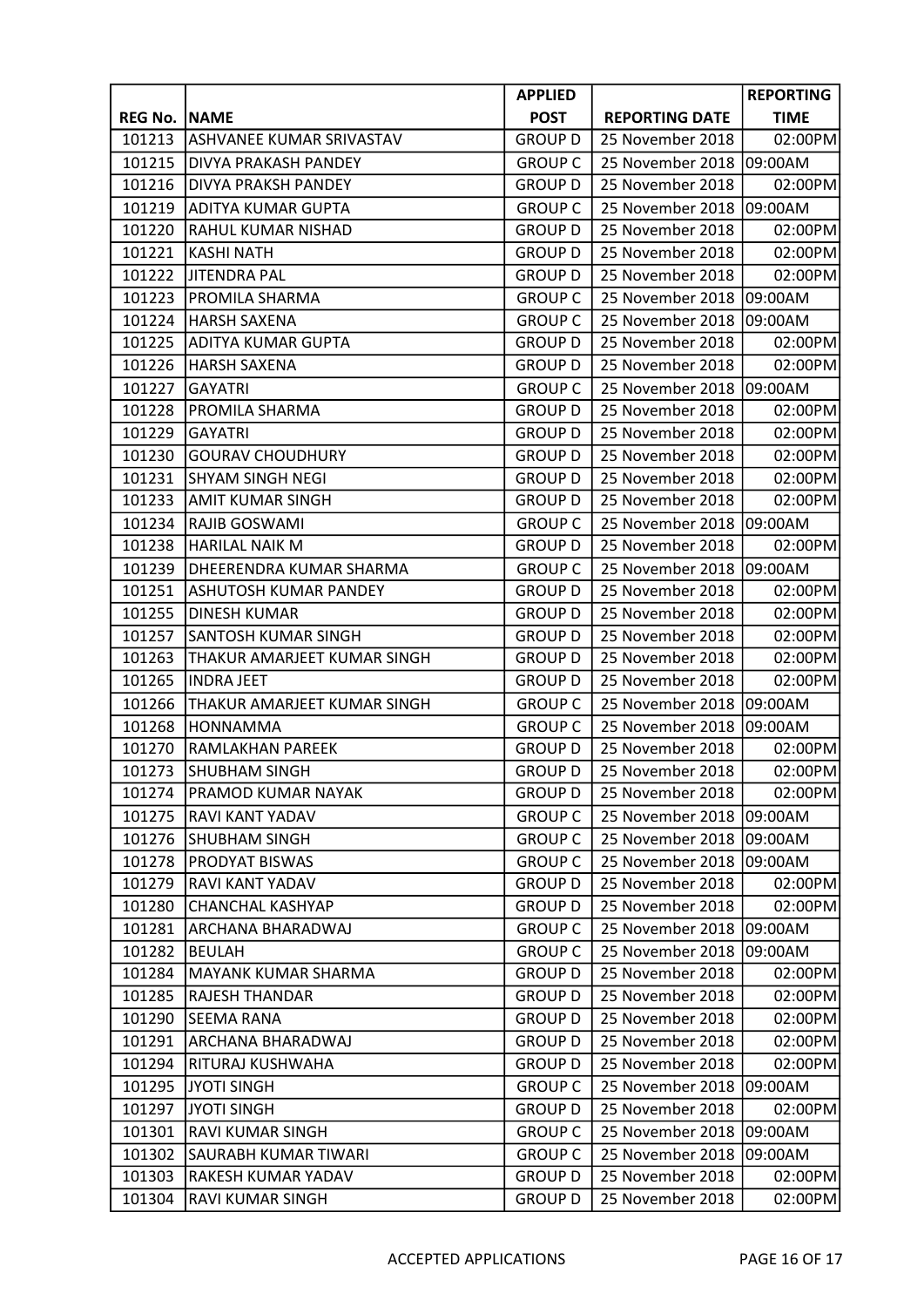| REG No. | NAME | APPLIED POST | REPORTING DATE | REPORTING TIME |
|---|---|---|---|---|
| 101213 | ASHVANEE KUMAR SRIVASTAV | GROUP D | 25 November 2018 | 02:00PM |
| 101215 | DIVYA PRAKASH PANDEY | GROUP C | 25 November 2018 | 09:00AM |
| 101216 | DIVYA PRAKSH PANDEY | GROUP D | 25 November 2018 | 02:00PM |
| 101219 | ADITYA KUMAR GUPTA | GROUP C | 25 November 2018 | 09:00AM |
| 101220 | RAHUL KUMAR NISHAD | GROUP D | 25 November 2018 | 02:00PM |
| 101221 | KASHI NATH | GROUP D | 25 November 2018 | 02:00PM |
| 101222 | JITENDRA PAL | GROUP D | 25 November 2018 | 02:00PM |
| 101223 | PROMILA SHARMA | GROUP C | 25 November 2018 | 09:00AM |
| 101224 | HARSH SAXENA | GROUP C | 25 November 2018 | 09:00AM |
| 101225 | ADITYA KUMAR GUPTA | GROUP D | 25 November 2018 | 02:00PM |
| 101226 | HARSH SAXENA | GROUP D | 25 November 2018 | 02:00PM |
| 101227 | GAYATRI | GROUP C | 25 November 2018 | 09:00AM |
| 101228 | PROMILA SHARMA | GROUP D | 25 November 2018 | 02:00PM |
| 101229 | GAYATRI | GROUP D | 25 November 2018 | 02:00PM |
| 101230 | GOURAV CHOUDHURY | GROUP D | 25 November 2018 | 02:00PM |
| 101231 | SHYAM SINGH NEGI | GROUP D | 25 November 2018 | 02:00PM |
| 101233 | AMIT KUMAR SINGH | GROUP D | 25 November 2018 | 02:00PM |
| 101234 | RAJIB GOSWAMI | GROUP C | 25 November 2018 | 09:00AM |
| 101238 | HARILAL NAIK M | GROUP D | 25 November 2018 | 02:00PM |
| 101239 | DHEERENDRA KUMAR SHARMA | GROUP C | 25 November 2018 | 09:00AM |
| 101251 | ASHUTOSH KUMAR PANDEY | GROUP D | 25 November 2018 | 02:00PM |
| 101255 | DINESH KUMAR | GROUP D | 25 November 2018 | 02:00PM |
| 101257 | SANTOSH KUMAR SINGH | GROUP D | 25 November 2018 | 02:00PM |
| 101263 | THAKUR AMARJEET KUMAR SINGH | GROUP D | 25 November 2018 | 02:00PM |
| 101265 | INDRA JEET | GROUP D | 25 November 2018 | 02:00PM |
| 101266 | THAKUR AMARJEET KUMAR SINGH | GROUP C | 25 November 2018 | 09:00AM |
| 101268 | HONNAMMA | GROUP C | 25 November 2018 | 09:00AM |
| 101270 | RAMLAKHAN PAREEK | GROUP D | 25 November 2018 | 02:00PM |
| 101273 | SHUBHAM SINGH | GROUP D | 25 November 2018 | 02:00PM |
| 101274 | PRAMOD KUMAR NAYAK | GROUP D | 25 November 2018 | 02:00PM |
| 101275 | RAVI KANT YADAV | GROUP C | 25 November 2018 | 09:00AM |
| 101276 | SHUBHAM SINGH | GROUP C | 25 November 2018 | 09:00AM |
| 101278 | PRODYAT BISWAS | GROUP C | 25 November 2018 | 09:00AM |
| 101279 | RAVI KANT YADAV | GROUP D | 25 November 2018 | 02:00PM |
| 101280 | CHANCHAL KASHYAP | GROUP D | 25 November 2018 | 02:00PM |
| 101281 | ARCHANA BHARADWAJ | GROUP C | 25 November 2018 | 09:00AM |
| 101282 | BEULAH | GROUP C | 25 November 2018 | 09:00AM |
| 101284 | MAYANK KUMAR SHARMA | GROUP D | 25 November 2018 | 02:00PM |
| 101285 | RAJESH THANDAR | GROUP D | 25 November 2018 | 02:00PM |
| 101290 | SEEMA RANA | GROUP D | 25 November 2018 | 02:00PM |
| 101291 | ARCHANA BHARADWAJ | GROUP D | 25 November 2018 | 02:00PM |
| 101294 | RITURAJ KUSHWAHA | GROUP D | 25 November 2018 | 02:00PM |
| 101295 | JYOTI SINGH | GROUP C | 25 November 2018 | 09:00AM |
| 101297 | JYOTI SINGH | GROUP D | 25 November 2018 | 02:00PM |
| 101301 | RAVI KUMAR SINGH | GROUP C | 25 November 2018 | 09:00AM |
| 101302 | SAURABH KUMAR TIWARI | GROUP C | 25 November 2018 | 09:00AM |
| 101303 | RAKESH KUMAR YADAV | GROUP D | 25 November 2018 | 02:00PM |
| 101304 | RAVI KUMAR SINGH | GROUP D | 25 November 2018 | 02:00PM |

ACCEPTED APPLICATIONS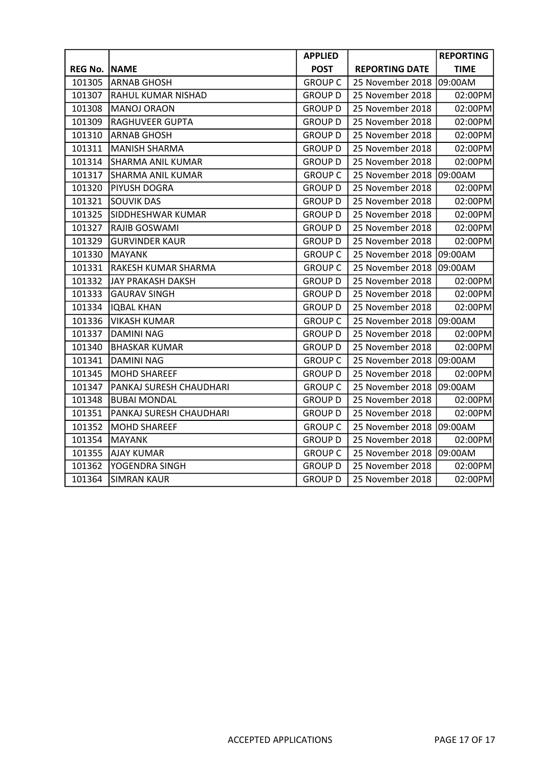| REG No. | NAME | APPLIED POST | REPORTING DATE | REPORTING TIME |
|---|---|---|---|---|
| 101305 | ARNAB GHOSH | GROUP C | 25 November 2018 | 09:00AM |
| 101307 | RAHUL KUMAR NISHAD | GROUP D | 25 November 2018 | 02:00PM |
| 101308 | MANOJ ORAON | GROUP D | 25 November 2018 | 02:00PM |
| 101309 | RAGHUVEER GUPTA | GROUP D | 25 November 2018 | 02:00PM |
| 101310 | ARNAB GHOSH | GROUP D | 25 November 2018 | 02:00PM |
| 101311 | MANISH SHARMA | GROUP D | 25 November 2018 | 02:00PM |
| 101314 | SHARMA ANIL KUMAR | GROUP D | 25 November 2018 | 02:00PM |
| 101317 | SHARMA ANIL KUMAR | GROUP C | 25 November 2018 | 09:00AM |
| 101320 | PIYUSH DOGRA | GROUP D | 25 November 2018 | 02:00PM |
| 101321 | SOUVIK DAS | GROUP D | 25 November 2018 | 02:00PM |
| 101325 | SIDDHESHWAR KUMAR | GROUP D | 25 November 2018 | 02:00PM |
| 101327 | RAJIB GOSWAMI | GROUP D | 25 November 2018 | 02:00PM |
| 101329 | GURVINDER KAUR | GROUP D | 25 November 2018 | 02:00PM |
| 101330 | MAYANK | GROUP C | 25 November 2018 | 09:00AM |
| 101331 | RAKESH KUMAR SHARMA | GROUP C | 25 November 2018 | 09:00AM |
| 101332 | JAY PRAKASH DAKSH | GROUP D | 25 November 2018 | 02:00PM |
| 101333 | GAURAV SINGH | GROUP D | 25 November 2018 | 02:00PM |
| 101334 | IQBAL KHAN | GROUP D | 25 November 2018 | 02:00PM |
| 101336 | VIKASH KUMAR | GROUP C | 25 November 2018 | 09:00AM |
| 101337 | DAMINI NAG | GROUP D | 25 November 2018 | 02:00PM |
| 101340 | BHASKAR KUMAR | GROUP D | 25 November 2018 | 02:00PM |
| 101341 | DAMINI NAG | GROUP C | 25 November 2018 | 09:00AM |
| 101345 | MOHD SHAREEF | GROUP D | 25 November 2018 | 02:00PM |
| 101347 | PANKAJ SURESH CHAUDHARI | GROUP C | 25 November 2018 | 09:00AM |
| 101348 | BUBAI MONDAL | GROUP D | 25 November 2018 | 02:00PM |
| 101351 | PANKAJ SURESH CHAUDHARI | GROUP D | 25 November 2018 | 02:00PM |
| 101352 | MOHD SHAREEF | GROUP C | 25 November 2018 | 09:00AM |
| 101354 | MAYANK | GROUP D | 25 November 2018 | 02:00PM |
| 101355 | AJAY KUMAR | GROUP C | 25 November 2018 | 09:00AM |
| 101362 | YOGENDRA SINGH | GROUP D | 25 November 2018 | 02:00PM |
| 101364 | SIMRAN KAUR | GROUP D | 25 November 2018 | 02:00PM |